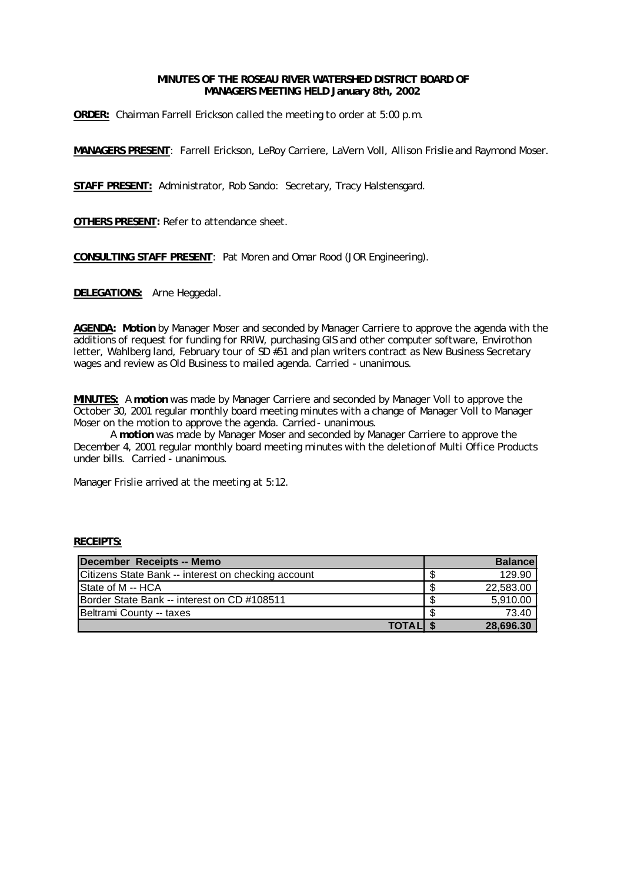**MINUTES OF THE ROSEAU RIVER WATERSHED DISTRICT BOARD OF MANAGERS MEETING HELD January 8th, 2002**

**ORDER:** Chairman Farrell Erickson called the meeting to order at 5:00 p.m.

**MANAGERS PRESENT**: Farrell Erickson, LeRoy Carriere, LaVern Voll, Allison Frislie and Raymond Moser.

**STAFF PRESENT:** Administrator, Rob Sando: Secretary, Tracy Halstensgard.

**OTHERS PRESENT:** Refer to attendance sheet.

**CONSULTING STAFF PRESENT**: Pat Moren and Omar Rood (JOR Engineering).

**DELEGATIONS:** Arne Heggedal.

**AGENDA: Motion** by Manager Moser and seconded by Manager Carriere to approve the agenda with the additions of request for funding for RRIW, purchasing GIS and other computer software, Envirothon letter, Wahlberg land, February tour of SD #51 and plan writers contract as New Business Secretary wages and review as Old Business to mailed agenda. Carried - unanimous.

**MINUTES:** A **motion** was made by Manager Carriere and seconded by Manager Voll to approve the October 30, 2001 regular monthly board meeting minutes with a change of Manager Voll to Manager Moser on the motion to approve the agenda. Carried - unanimous.

A **motion** was made by Manager Moser and seconded by Manager Carriere to approve the December 4, 2001 regular monthly board meeting minutes with the deletion of Multi Office Products under bills. Carried - unanimous.

Manager Frislie arrived at the meeting at 5:12.

**RECEIPTS:**

| December Receipts -- Memo | | Balance |
|---|---|---|
| Citizens State Bank -- interest on checking account | $ | 129.90 |
| State of M -- HCA | $ | 22,583.00 |
| Border State Bank -- interest on CD #108511 | $ | 5,910.00 |
| Beltrami County -- taxes | $ | 73.40 |
| **TOTAL** | **$** | **28,696.30** |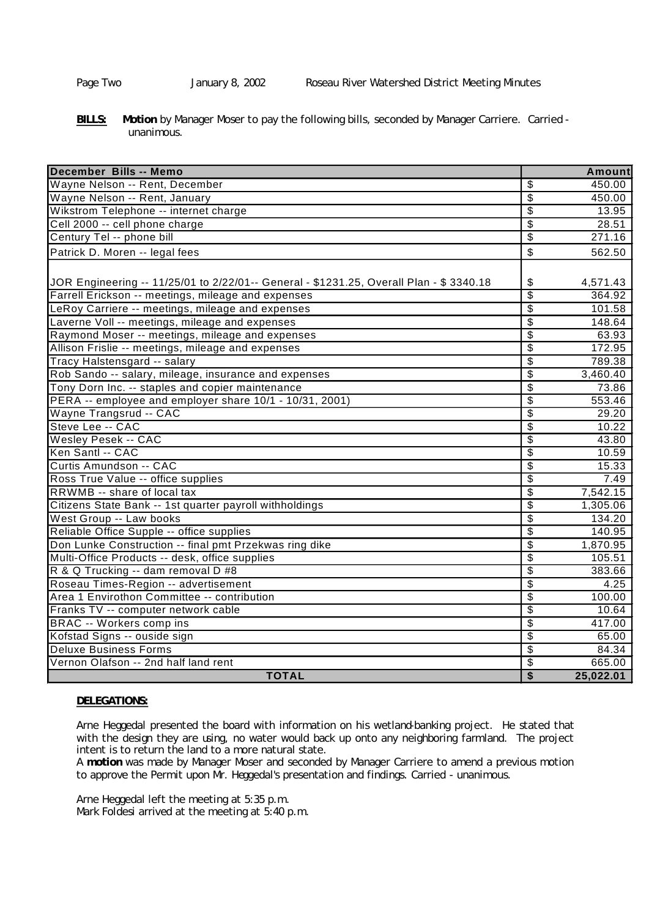**BILLS:** **Motion** by Manager Moser to pay the following bills, seconded by Manager Carriere. Carried - unanimous.

| December Bills -- Memo | | Amount |
|---|---|---|
| Wayne Nelson -- Rent, December | $ | 450.00 |
| Wayne Nelson -- Rent, January | $ | 450.00 |
| Wikstrom Telephone -- internet charge | $ | 13.95 |
| Cell 2000 -- cell phone charge | $ | 28.51 |
| Century Tel -- phone bill | $ | 271.16 |
| Patrick D. Moren -- legal fees | $ | 562.50 |
| JOR Engineering -- 11/25/01 to 2/22/01-- General - $1231.25, Overall Plan - $ 3340.18 | $ | 4,571.43 |
| Farrell Erickson -- meetings, mileage and expenses | $ | 364.92 |
| LeRoy Carriere -- meetings, mileage and expenses | $ | 101.58 |
| Laverne Voll -- meetings, mileage and expenses | $ | 148.64 |
| Raymond Moser -- meetings, mileage and expenses | $ | 63.93 |
| Allison Frislie -- meetings, mileage and expenses | $ | 172.95 |
| Tracy Halstensgard -- salary | $ | 789.38 |
| Rob Sando -- salary, mileage, insurance and expenses | $ | 3,460.40 |
| Tony Dorn Inc. -- staples and copier maintenance | $ | 73.86 |
| PERA -- employee and employer share 10/1 - 10/31, 2001) | $ | 553.46 |
| Wayne Trangsrud -- CAC | $ | 29.20 |
| Steve Lee -- CAC | $ | 10.22 |
| Wesley Pesek -- CAC | $ | 43.80 |
| Ken Santl -- CAC | $ | 10.59 |
| Curtis Amundson -- CAC | $ | 15.33 |
| Ross True Value -- office supplies | $ | 7.49 |
| RRWMB -- share of local tax | $ | 7,542.15 |
| Citizens State Bank -- 1st quarter payroll withholdings | $ | 1,305.06 |
| West Group -- Law books | $ | 134.20 |
| Reliable Office Supple -- office supplies | $ | 140.95 |
| Don Lunke Construction -- final pmt Przekwas ring dike | $ | 1,870.95 |
| Multi-Office Products -- desk, office supplies | $ | 105.51 |
| R & Q Trucking -- dam removal D #8 | $ | 383.66 |
| Roseau Times-Region -- advertisement | $ | 4.25 |
| Area 1 Envirothon Committee -- contribution | $ | 100.00 |
| Franks TV -- computer network cable | $ | 10.64 |
| BRAC -- Workers comp ins | $ | 417.00 |
| Kofstad Signs -- ouside sign | $ | 65.00 |
| Deluxe Business Forms | $ | 84.34 |
| Vernon Olafson -- 2nd half land rent | $ | 665.00 |
| **TOTAL** | **$** | **25,022.01** |

**DELEGATIONS:**

Arne Heggedal presented the board with information on his wetland-banking project. He stated that with the design they are using, no water would back up onto any neighboring farmland. The project intent is to return the land to a more natural state.

A **motion** was made by Manager Moser and seconded by Manager Carriere to amend a previous motion to approve the Permit upon Mr. Heggedal's presentation and findings. Carried - unanimous.

Arne Heggedal left the meeting at 5:35 p.m.
Mark Foldesi arrived at the meeting at 5:40 p.m.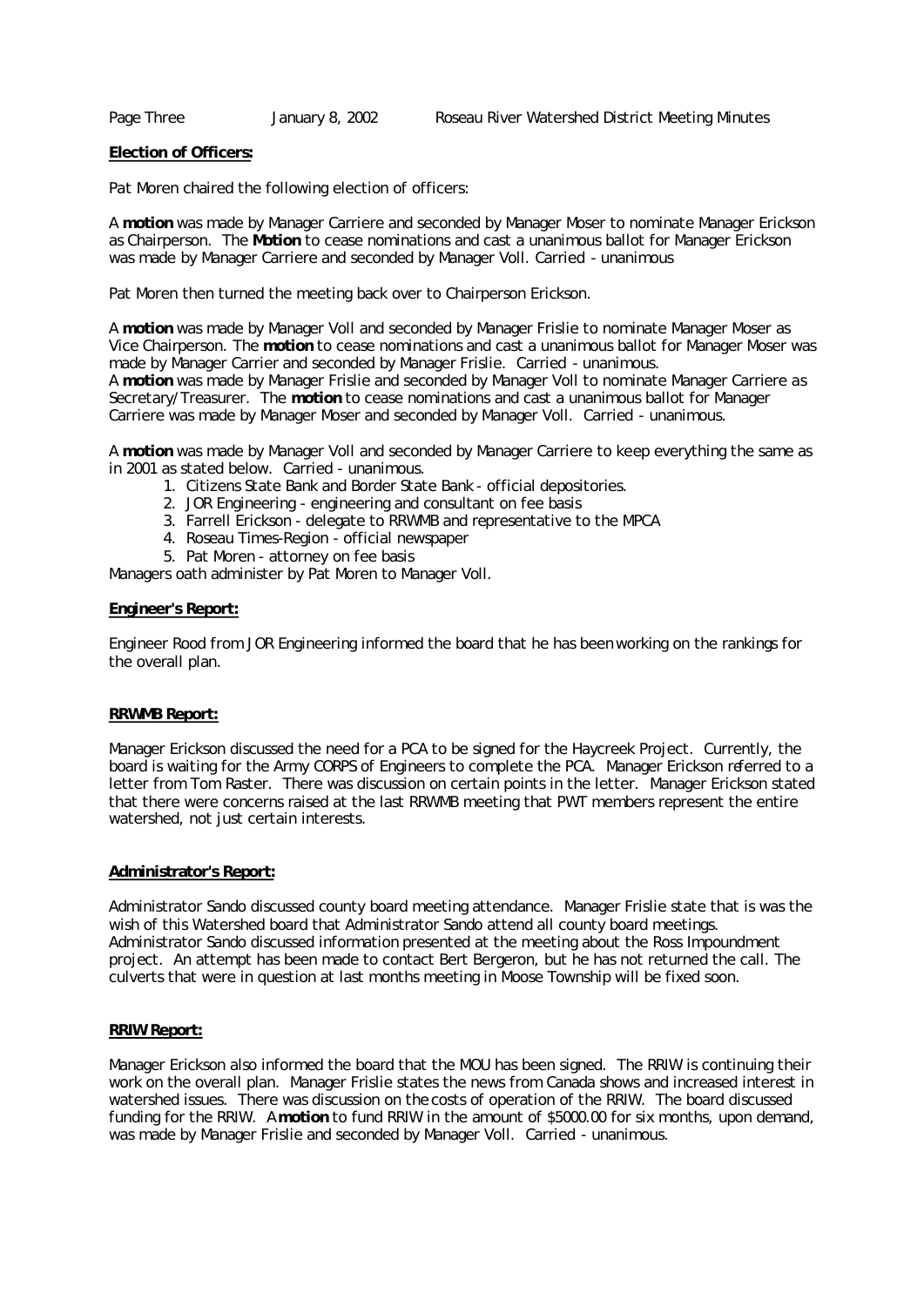**Election of Officers:**

Pat Moren chaired the following election of officers:

A **motion** was made by Manager Carriere and seconded by Manager Moser to nominate Manager Erickson as Chairperson. The **Motion** to cease nominations and cast a unanimous ballot for Manager Erickson was made by Manager Carriere and seconded by Manager Voll. Carried - unanimous

Pat Moren then turned the meeting back over to Chairperson Erickson.

A **motion** was made by Manager Voll and seconded by Manager Frislie to nominate Manager Moser as Vice Chairperson. The **motion** to cease nominations and cast a unanimous ballot for Manager Moser was made by Manager Carrier and seconded by Manager Frislie. Carried - unanimous.
A **motion** was made by Manager Frislie and seconded by Manager Voll to nominate Manager Carriere as Secretary/Treasurer. The **motion** to cease nominations and cast a unanimous ballot for Manager Carriere was made by Manager Moser and seconded by Manager Voll. Carried - unanimous.

A **motion** was made by Manager Voll and seconded by Manager Carriere to keep everything the same as in 2001 as stated below. Carried - unanimous.

1. Citizens State Bank and Border State Bank - official depositories.
2. JOR Engineering - engineering and consultant on fee basis
3. Farrell Erickson - delegate to RRWMB and representative to the MPCA
4. Roseau Times-Region - official newspaper
5. Pat Moren - attorney on fee basis

Managers oath administer by Pat Moren to Manager Voll.

**Engineer's Report:**

Engineer Rood from JOR Engineering informed the board that he has been working on the rankings for the overall plan.

**RRWMB Report:**

Manager Erickson discussed the need for a PCA to be signed for the Haycreek Project. Currently, the board is waiting for the Army CORPS of Engineers to complete the PCA. Manager Erickson referred to a letter from Tom Raster. There was discussion on certain points in the letter. Manager Erickson stated that there were concerns raised at the last RRWMB meeting that PWT members represent the entire watershed, not just certain interests.

**Administrator's Report:**

Administrator Sando discussed county board meeting attendance. Manager Frislie state that is was the wish of this Watershed board that Administrator Sando attend all county board meetings. Administrator Sando discussed information presented at the meeting about the Ross Impoundment project. An attempt has been made to contact Bert Bergeron, but he has not returned the call. The culverts that were in question at last months meeting in Moose Township will be fixed soon.

**RRIW Report:**

Manager Erickson also informed the board that the MOU has been signed. The RRIW is continuing their work on the overall plan. Manager Frislie states the news from Canada shows and increased interest in watershed issues. There was discussion on the costs of operation of the RRIW. The board discussed funding for the RRIW. A **motion** to fund RRIW in the amount of $5000.00 for six months, upon demand, was made by Manager Frislie and seconded by Manager Voll. Carried - unanimous.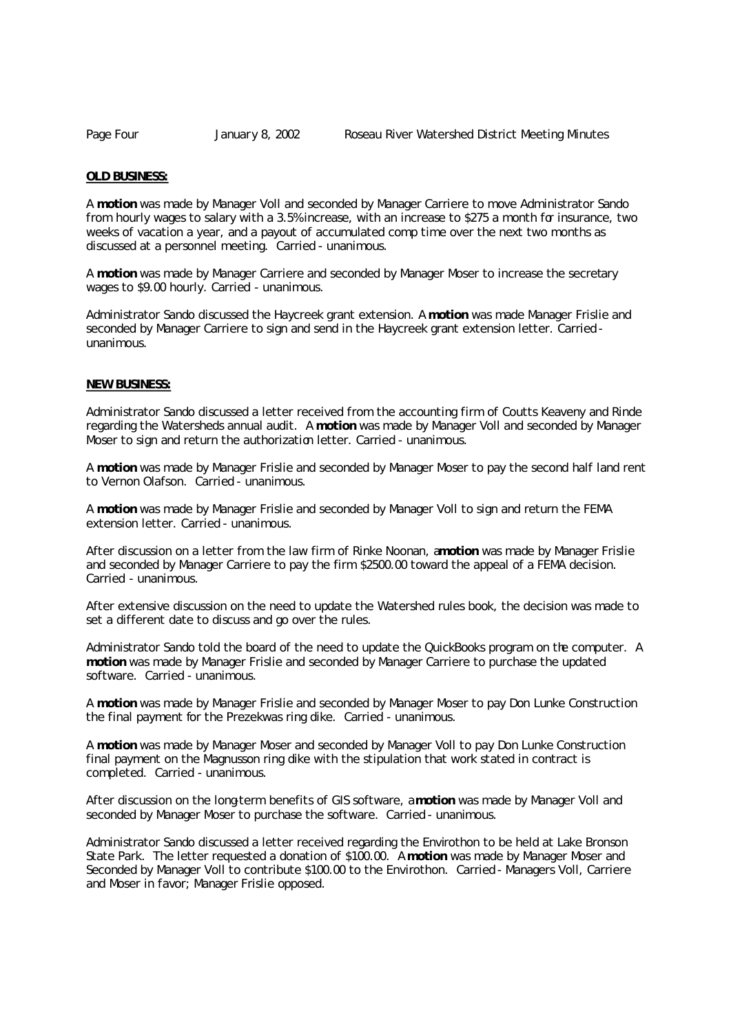**OLD BUSINESS:**

A **motion** was made by Manager Voll and seconded by Manager Carriere to move Administrator Sando from hourly wages to salary with a 3.5% increase, with an increase to $275 a month for insurance, two weeks of vacation a year, and a payout of accumulated comp time over the next two months as discussed at a personnel meeting. Carried - unanimous.

A **motion** was made by Manager Carriere and seconded by Manager Moser to increase the secretary wages to $9.00 hourly. Carried - unanimous.

Administrator Sando discussed the Haycreek grant extension. A **motion** was made Manager Frislie and seconded by Manager Carriere to sign and send in the Haycreek grant extension letter. Carried - unanimous.

**NEW BUSINESS:**

Administrator Sando discussed a letter received from the accounting firm of Coutts Keaveny and Rinde regarding the Watersheds annual audit. A **motion** was made by Manager Voll and seconded by Manager Moser to sign and return the authorization letter. Carried - unanimous.

A **motion** was made by Manager Frislie and seconded by Manager Moser to pay the second half land rent to Vernon Olafson. Carried - unanimous.

A **motion** was made by Manager Frislie and seconded by Manager Voll to sign and return the FEMA extension letter. Carried - unanimous.

After discussion on a letter from the law firm of Rinke Noonan, a **motion** was made by Manager Frislie and seconded by Manager Carriere to pay the firm $2500.00 toward the appeal of a FEMA decision. Carried - unanimous.

After extensive discussion on the need to update the Watershed rules book, the decision was made to set a different date to discuss and go over the rules.

Administrator Sando told the board of the need to update the QuickBooks program on the computer. A **motion** was made by Manager Frislie and seconded by Manager Carriere to purchase the updated software. Carried - unanimous.

A **motion** was made by Manager Frislie and seconded by Manager Moser to pay Don Lunke Construction the final payment for the Prezekwas ring dike. Carried - unanimous.

A **motion** was made by Manager Moser and seconded by Manager Voll to pay Don Lunke Construction final payment on the Magnusson ring dike with the stipulation that work stated in contract is completed. Carried - unanimous.

After discussion on the long-term benefits of GIS software, a **motion** was made by Manager Voll and seconded by Manager Moser to purchase the software. Carried - unanimous.

Administrator Sando discussed a letter received regarding the Envirothon to be held at Lake Bronson State Park. The letter requested a donation of $100.00. A **motion** was made by Manager Moser and Seconded by Manager Voll to contribute $100.00 to the Envirothon. Carried - Managers Voll, Carriere and Moser in favor; Manager Frislie opposed.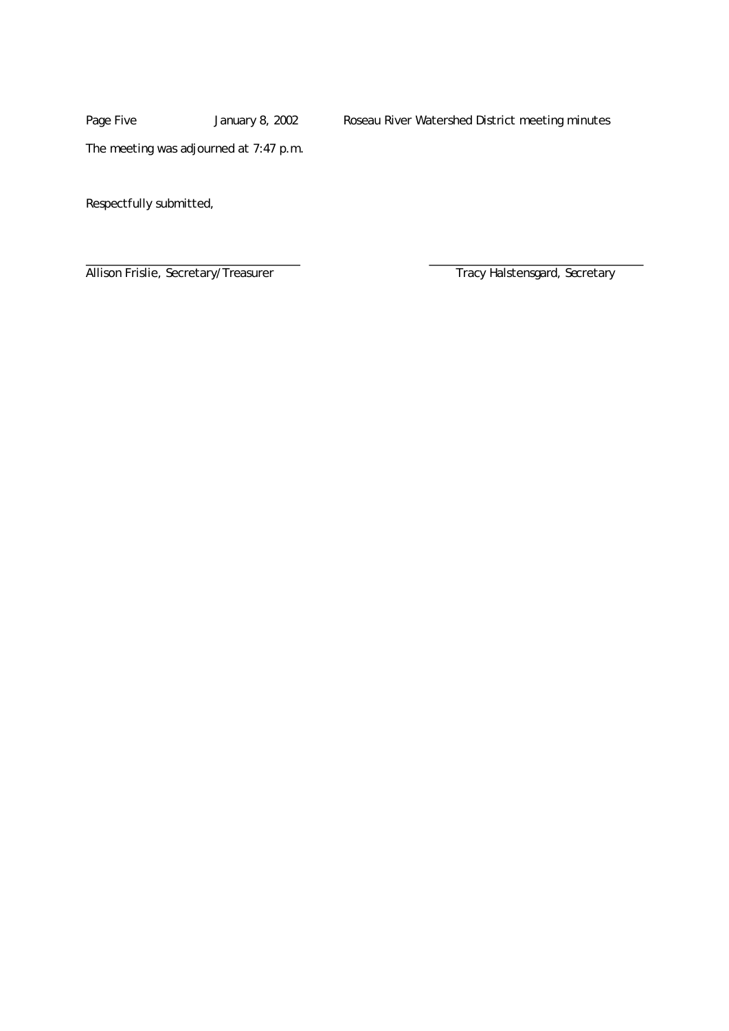The meeting was adjourned at 7:47 p.m.

Respectfully submitted,

\_\_\_\_\_\_\_\_\_\_\_\_\_\_\_\_\_\_\_\_\_\_\_\_\_\_\_\_\_\_\_\_\_\_\_\_ \_\_\_\_\_\_\_\_\_\_\_\_\_\_\_\_\_\_\_\_\_\_\_\_\_\_\_\_\_\_\_\_\_\_\_\_

Allison Frislie, Secretary/Treasurer Tracy Halstensgard, Secretary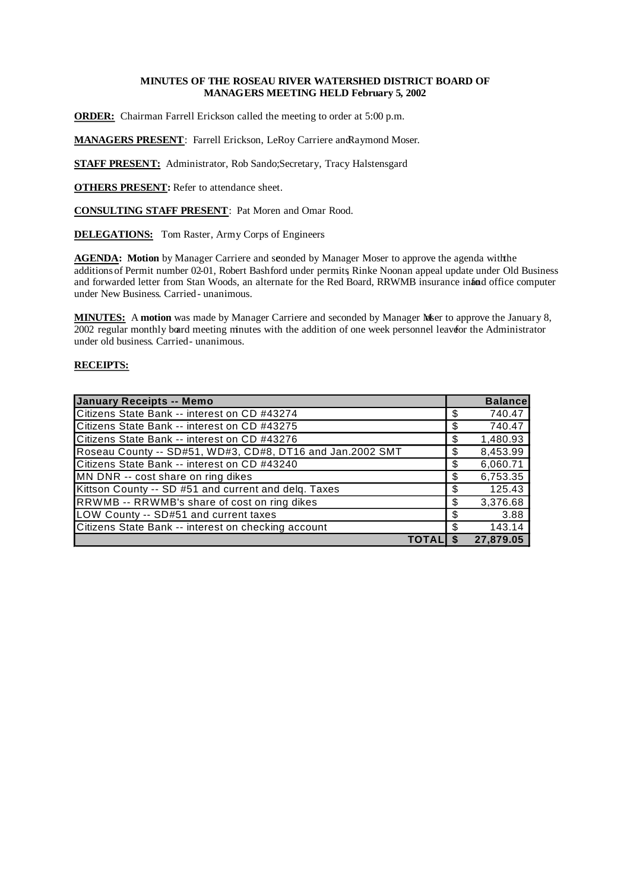**MINUTES OF THE ROSEAU RIVER WATERSHED DISTRICT BOARD OF MANAGERS MEETING HELD February 5, 2002**

**ORDER:** Chairman Farrell Erickson called the meeting to order at 5:00 p.m.

**MANAGERS PRESENT**: Farrell Erickson, LeRoy Carriere and Raymond Moser.

**STAFF PRESENT:** Administrator, Rob Sando; Secretary, Tracy Halstensgard

**OTHERS PRESENT:** Refer to attendance sheet.

**CONSULTING STAFF PRESENT**: Pat Moren and Omar Rood.

**DELEGATIONS:** Tom Raster, Army Corps of Engineers

**AGENDA: Motion** by Manager Carriere and seconded by Manager Moser to approve the agenda with the additions of Permit number 02-01, Robert Bashford under permits, Rinke Noonan appeal update under Old Business and forwarded letter from Stan Woods, an alternate for the Red Board, RRWMB insurance info and office computer under New Business. Carried - unanimous.

**MINUTES:** A **motion** was made by Manager Carriere and seconded by Manager Moser to approve the January 8, 2002 regular monthly board meeting minutes with the addition of one week personnel leave for the Administrator under old business. Carried - unanimous.

**RECEIPTS:**

| January Receipts -- Memo | | Balance |
|---|---|---|
| Citizens State Bank -- interest on CD #43274 | $ | 740.47 |
| Citizens State Bank -- interest on CD #43275 | $ | 740.47 |
| Citizens State Bank -- interest on CD #43276 | $ | 1,480.93 |
| Roseau County -- SD#51, WD#3, CD#8, DT16 and Jan.2002 SMT | $ | 8,453.99 |
| Citizens State Bank -- interest on CD #43240 | $ | 6,060.71 |
| MN DNR -- cost share on ring dikes | $ | 6,753.35 |
| Kittson County -- SD #51 and current and delq. Taxes | $ | 125.43 |
| RRWMB -- RRWMB's share of cost on ring dikes | $ | 3,376.68 |
| LOW County -- SD#51 and current taxes | $ | 3.88 |
| Citizens State Bank -- interest on checking account | $ | 143.14 |
| **TOTAL** | **$** | **27,879.05** |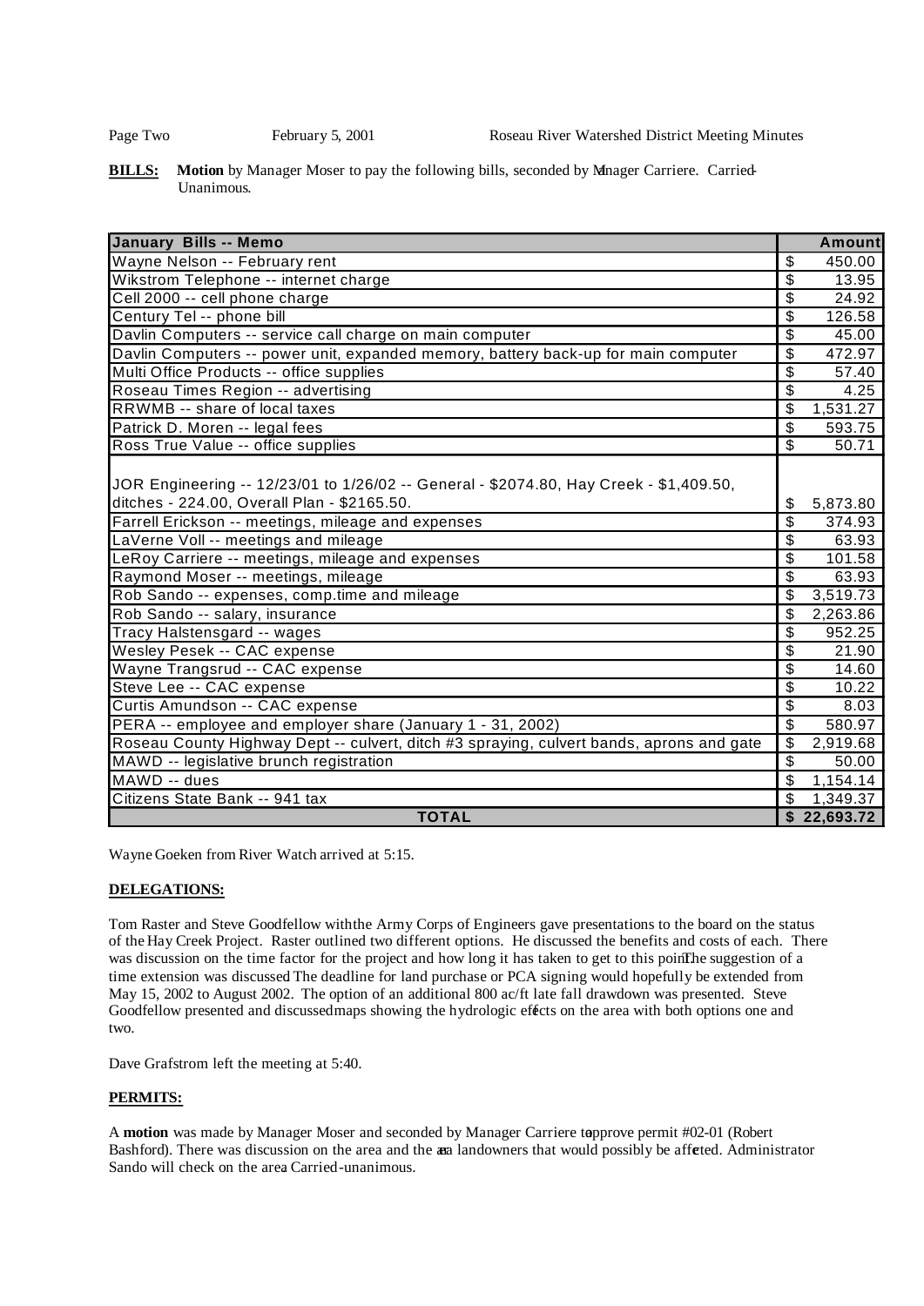**BILLS:** **Motion** by Manager Moser to pay the following bills, seconded by Manager Carriere. Carried-Unanimous.

| January Bills -- Memo | Amount |
|---|---|
| Wayne Nelson -- February rent | $ 450.00 |
| Wikstrom Telephone -- internet charge | $ 13.95 |
| Cell 2000 -- cell phone charge | $ 24.92 |
| Century Tel -- phone bill | $ 126.58 |
| Davlin Computers -- service call charge on main computer | $ 45.00 |
| Davlin Computers -- power unit, expanded memory, battery back-up for main computer | $ 472.97 |
| Multi Office Products -- office supplies | $ 57.40 |
| Roseau Times Region -- advertising | $ 4.25 |
| RRWMB -- share of local taxes | $ 1,531.27 |
| Patrick D. Moren -- legal fees | $ 593.75 |
| Ross True Value -- office supplies | $ 50.71 |
| JOR Engineering -- 12/23/01 to 1/26/02 -- General - $2074.80, Hay Creek - $1,409.50, ditches - 224.00, Overall Plan - $2165.50. | $ 5,873.80 |
| Farrell Erickson -- meetings, mileage and expenses | $ 374.93 |
| LaVerne Voll -- meetings and mileage | $ 63.93 |
| LeRoy Carriere -- meetings, mileage and expenses | $ 101.58 |
| Raymond Moser -- meetings, mileage | $ 63.93 |
| Rob Sando -- expenses, comp.time and mileage | $ 3,519.73 |
| Rob Sando -- salary, insurance | $ 2,263.86 |
| Tracy Halstensgard -- wages | $ 952.25 |
| Wesley Pesek -- CAC expense | $ 21.90 |
| Wayne Trangsrud -- CAC expense | $ 14.60 |
| Steve Lee -- CAC expense | $ 10.22 |
| Curtis Amundson -- CAC expense | $ 8.03 |
| PERA -- employee and employer share (January 1 - 31, 2002) | $ 580.97 |
| Roseau County Highway Dept -- culvert, ditch #3 spraying, culvert bands, aprons and gate | $ 2,919.68 |
| MAWD -- legislative brunch registration | $ 50.00 |
| MAWD -- dues | $ 1,154.14 |
| Citizens State Bank -- 941 tax | $ 1,349.37 |
| **TOTAL** | **$ 22,693.72** |

Wayne Goeken from River Watch arrived at 5:15.

**DELEGATIONS:**

Tom Raster and Steve Goodfellow with the Army Corps of Engineers gave presentations to the board on the status of the Hay Creek Project. Raster outlined two different options. He discussed the benefits and costs of each. There was discussion on the time factor for the project and how long it has taken to get to this point. The suggestion of a time extension was discussed. The deadline for land purchase or PCA signing would hopefully be extended from May 15, 2002 to August 2002. The option of an additional 800 ac/ft late fall drawdown was presented. Steve Goodfellow presented and discussed maps showing the hydrologic effects on the area with both options one and two.

Dave Grafstrom left the meeting at 5:40.

**PERMITS:**

A **motion** was made by Manager Moser and seconded by Manager Carriere to approve permit #02-01 (Robert Bashford). There was discussion on the area and the area landowners that would possibly be affected. Administrator Sando will check on the area. Carried-unanimous.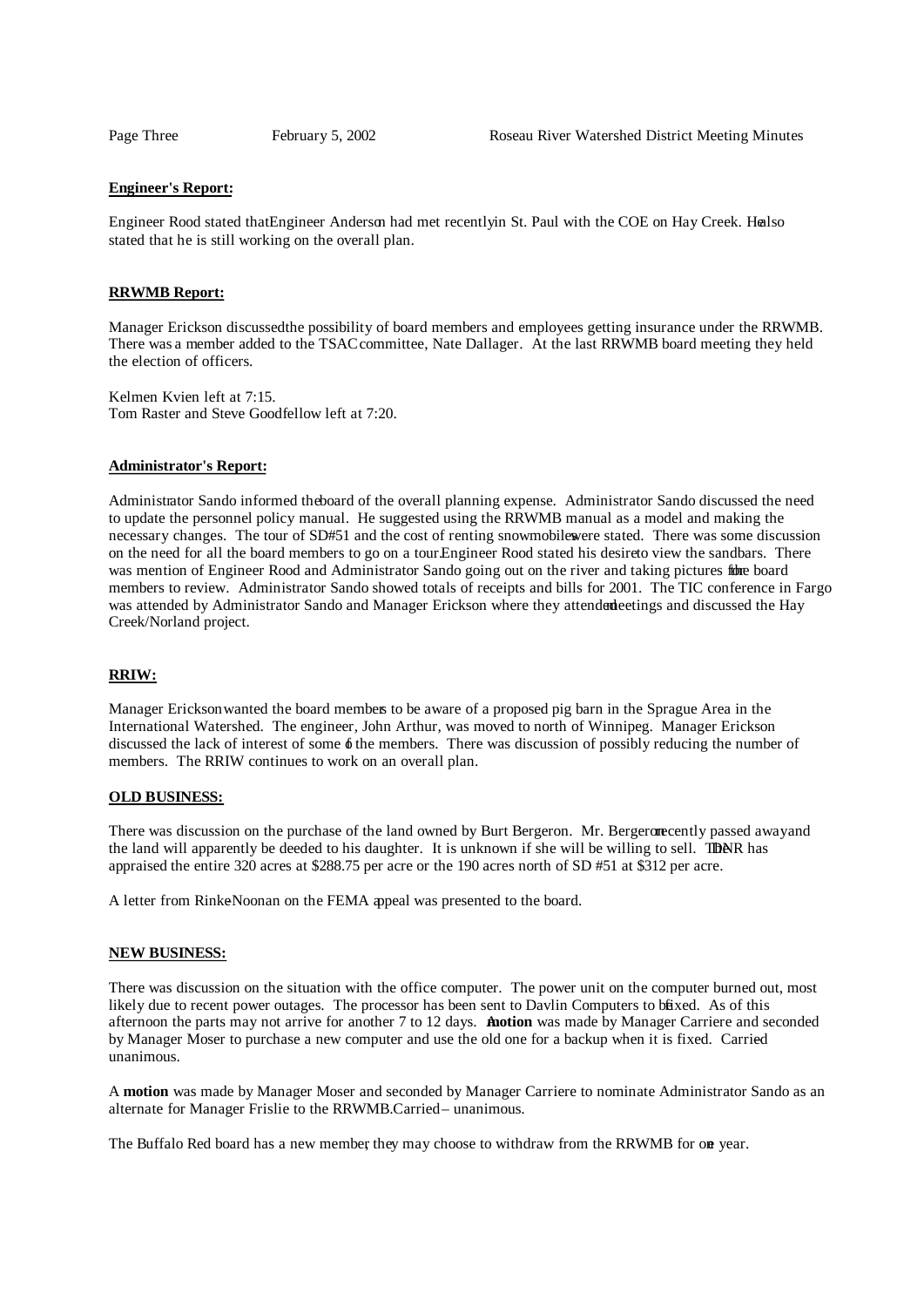**Engineer's Report:**

Engineer Rood stated that Engineer Anderson had met recently in St. Paul with the COE on Hay Creek. He also stated that he is still working on the overall plan.

**RRWMB Report:**

Manager Erickson discussed the possibility of board members and employees getting insurance under the RRWMB. There was a member added to the TSAC committee, Nate Dallager. At the last RRWMB board meeting they held the election of officers.

Kelmen Kvien left at 7:15.
Tom Raster and Steve Goodfellow left at 7:20.

**Administrator's Report:**

Administrator Sando informed the board of the overall planning expense. Administrator Sando discussed the need to update the personnel policy manual. He suggested using the RRWMB manual as a model and making the necessary changes. The tour of SD#51 and the cost of renting snowmobiles were stated. There was some discussion on the need for all the board members to go on a tour. Engineer Rood stated his desire to view the sandbars. There was mention of Engineer Rood and Administrator Sando going out on the river and taking pictures for the board members to review. Administrator Sando showed totals of receipts and bills for 2001. The TIC conference in Fargo was attended by Administrator Sando and Manager Erickson where they attended meetings and discussed the Hay Creek/Norland project.

**RRIW:**

Manager Erickson wanted the board members to be aware of a proposed pig barn in the Sprague Area in the International Watershed. The engineer, John Arthur, was moved to north of Winnipeg. Manager Erickson discussed the lack of interest of some of the members. There was discussion of possibly reducing the number of members. The RRIW continues to work on an overall plan.

**OLD BUSINESS:**

There was discussion on the purchase of the land owned by Burt Bergeron. Mr. Bergeron recently passed away and the land will apparently be deeded to his daughter. It is unknown if she will be willing to sell. The DNR has appraised the entire 320 acres at $288.75 per acre or the 190 acres north of SD #51 at $312 per acre.

A letter from Rinke-Noonan on the FEMA appeal was presented to the board.

**NEW BUSINESS:**

There was discussion on the situation with the office computer. The power unit on the computer burned out, most likely due to recent power outages. The processor has been sent to Davlin Computers to be fixed. As of this afternoon the parts may not arrive for another 7 to 12 days. A **motion** was made by Manager Carriere and seconded by Manager Moser to purchase a new computer and use the old one for a backup when it is fixed. Carried unanimous.

A **motion** was made by Manager Moser and seconded by Manager Carriere to nominate Administrator Sando as an alternate for Manager Frislie to the RRWMB. Carried – unanimous.

The Buffalo Red board has a new member, they may choose to withdraw from the RRWMB for one year.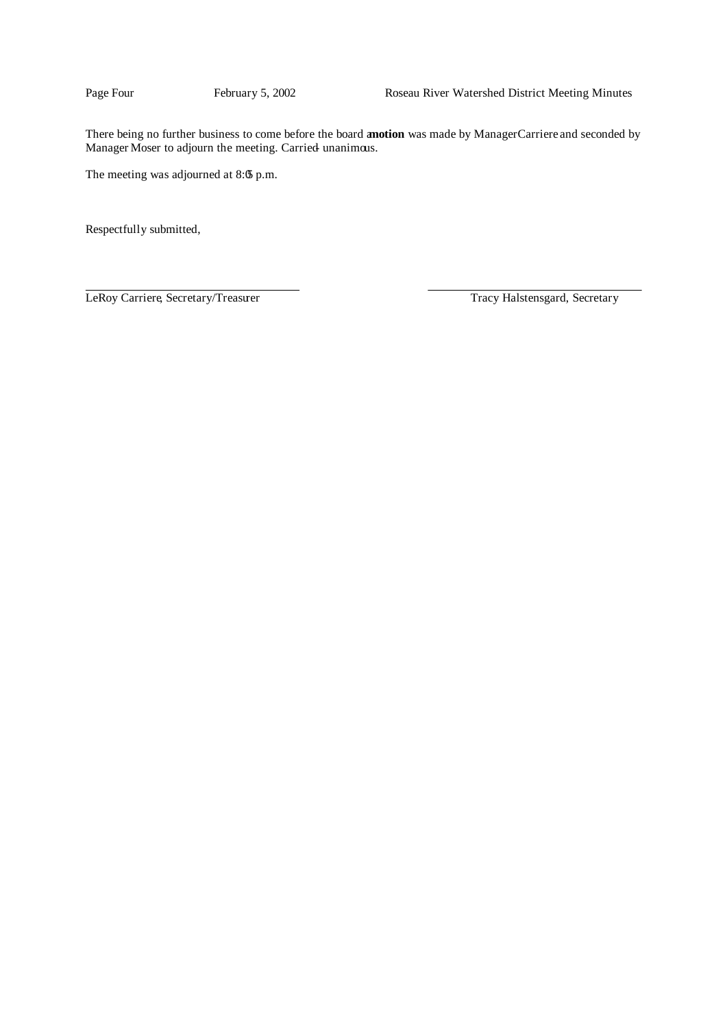There being no further business to come before the board a **motion** was made by Manager Carriere and seconded by Manager Moser to adjourn the meeting. Carried - unanimous.

The meeting was adjourned at 8:05 p.m.

Respectfully submitted,

| ______________________________ | ______________________________ |
| --- | --- |
| LeRoy Carriere, Secretary/Treasurer | Tracy Halstensgard, Secretary |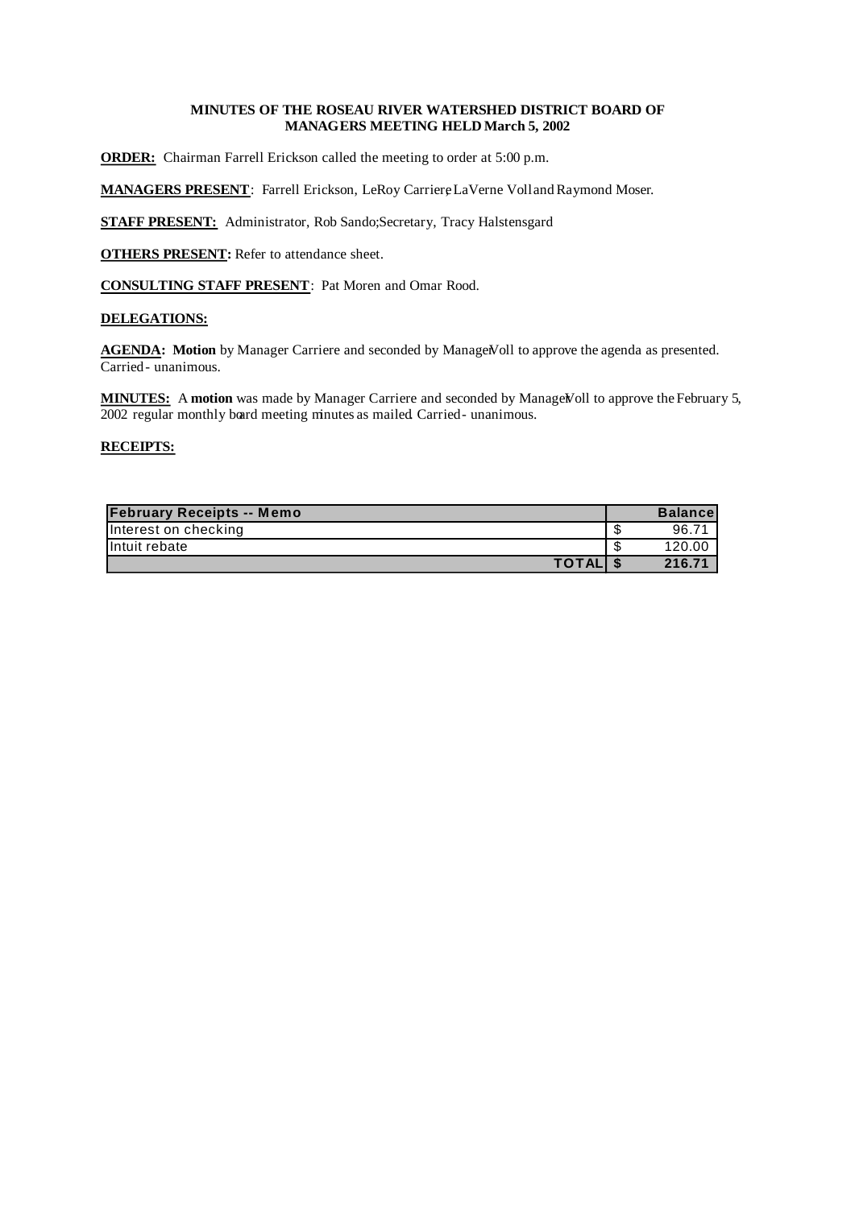**MINUTES OF THE ROSEAU RIVER WATERSHED DISTRICT BOARD OF MANAGERS MEETING HELD March 5, 2002**

**ORDER:** Chairman Farrell Erickson called the meeting to order at 5:00 p.m.

**MANAGERS PRESENT**: Farrell Erickson, LeRoy Carriere, LaVerne Voll and Raymond Moser.

**STAFF PRESENT:** Administrator, Rob Sando; Secretary, Tracy Halstensgard

**OTHERS PRESENT:** Refer to attendance sheet.

**CONSULTING STAFF PRESENT**: Pat Moren and Omar Rood.

**DELEGATIONS:**

**AGENDA: Motion** by Manager Carriere and seconded by Manager Voll to approve the agenda as presented. Carried - unanimous.

**MINUTES:** A **motion** was made by Manager Carriere and seconded by Manager Voll to approve the February 5, 2002 regular monthly board meeting minutes as mailed. Carried - unanimous.

**RECEIPTS:**

| February Receipts -- Memo | Balance |
|---|---|
| Interest on checking | $ 96.71 |
| Intuit rebate | $ 120.00 |
| **TOTAL** | **$ 216.71** |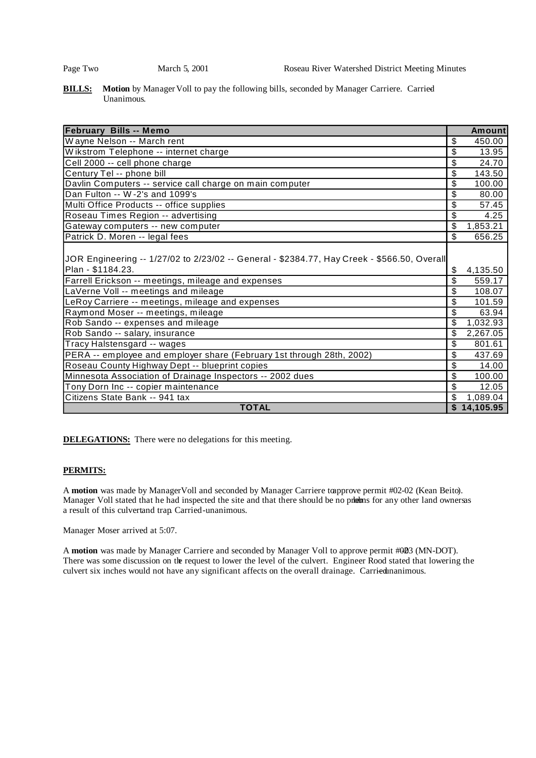**BILLS:** **Motion** by Manager Voll to pay the following bills, seconded by Manager Carriere. Carried Unanimous.

| February Bills -- Memo | Amount |
|---|---|
| Wayne Nelson -- March rent | $ 450.00 |
| Wikstrom Telephone -- internet charge | $ 13.95 |
| Cell 2000 -- cell phone charge | $ 24.70 |
| Century Tel -- phone bill | $ 143.50 |
| Davlin Computers -- service call charge on main computer | $ 100.00 |
| Dan Fulton -- W-2's and 1099's | $ 80.00 |
| Multi Office Products -- office supplies | $ 57.45 |
| Roseau Times Region -- advertising | $ 4.25 |
| Gateway computers -- new computer | $ 1,853.21 |
| Patrick D. Moren -- legal fees | $ 656.25 |
| JOR Engineering -- 1/27/02 to 2/23/02 -- General - $2384.77, Hay Creek - $566.50, Overall Plan - $1184.23. | $ 4,135.50 |
| Farrell Erickson -- meetings, mileage and expenses | $ 559.17 |
| LaVerne Voll -- meetings and mileage | $ 108.07 |
| LeRoy Carriere -- meetings, mileage and expenses | $ 101.59 |
| Raymond Moser -- meetings, mileage | $ 63.94 |
| Rob Sando -- expenses and mileage | $ 1,032.93 |
| Rob Sando -- salary, insurance | $ 2,267.05 |
| Tracy Halstensgard -- wages | $ 801.61 |
| PERA -- employee and employer share (February 1st through 28th, 2002) | $ 437.69 |
| Roseau County Highway Dept -- blueprint copies | $ 14.00 |
| Minnesota Association of Drainage Inspectors -- 2002 dues | $ 100.00 |
| Tony Dorn Inc -- copier maintenance | $ 12.05 |
| Citizens State Bank -- 941 tax | $ 1,089.04 |
| **TOTAL** | **$ 14,105.95** |

**DELEGATIONS:** There were no delegations for this meeting.

**PERMITS:**

A **motion** was made by Manager Voll and seconded by Manager Carriere to approve permit #02-02 (Kean Beito). Manager Voll stated that he had inspected the site and that there should be no problems for any other land owners as a result of this culvert and trap. Carried-unanimous.

Manager Moser arrived at 5:07.

A **motion** was made by Manager Carriere and seconded by Manager Voll to approve permit #02-03 (MN-DOT). There was some discussion on the request to lower the level of the culvert. Engineer Rood stated that lowering the culvert six inches would not have any significant affects on the overall drainage. Carried-unanimous.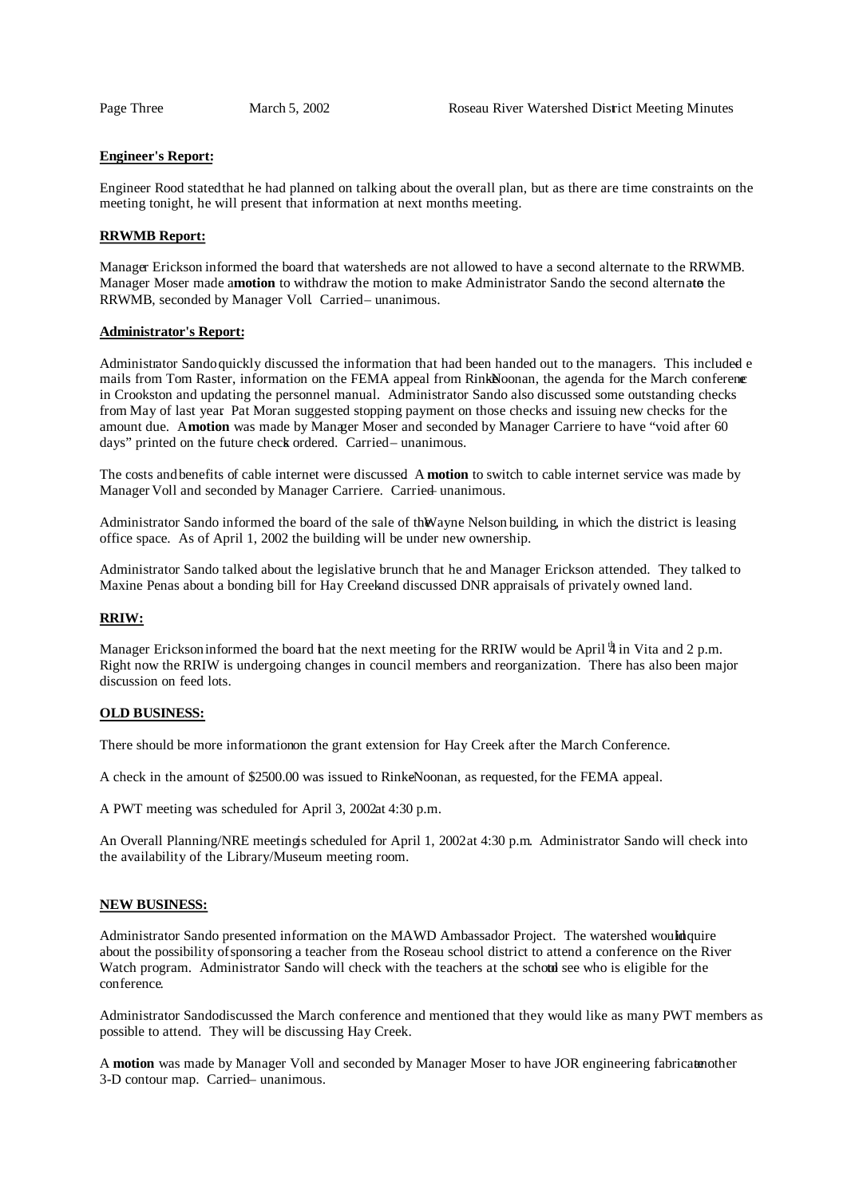**Engineer's Report:**

Engineer Rood stated that he had planned on talking about the overall plan, but as there are time constraints on the meeting tonight, he will present that information at next months meeting.

**RRWMB Report:**

Manager Erickson informed the board that watersheds are not allowed to have a second alternate to the RRWMB. Manager Moser made a **motion** to withdraw the motion to make Administrator Sando the second alternate to the RRWMB, seconded by Manager Voll. Carried – unanimous.

**Administrator's Report:**

Administrator Sando quickly discussed the information that had been handed out to the managers. This included e mails from Tom Raster, information on the FEMA appeal from Rinke Noonan, the agenda for the March conference in Crookston and updating the personnel manual. Administrator Sando also discussed some outstanding checks from May of last year. Pat Moran suggested stopping payment on those checks and issuing new checks for the amount due. A **motion** was made by Manager Moser and seconded by Manager Carriere to have "void after 60 days" printed on the future checks ordered. Carried – unanimous.

The costs and benefits of cable internet were discussed. A **motion** to switch to cable internet service was made by Manager Voll and seconded by Manager Carriere. Carried – unanimous.

Administrator Sando informed the board of the sale of the Wayne Nelson building, in which the district is leasing office space. As of April 1, 2002 the building will be under new ownership.

Administrator Sando talked about the legislative brunch that he and Manager Erickson attended. They talked to Maxine Penas about a bonding bill for Hay Creek and discussed DNR appraisals of privately owned land.

**RRIW:**

Manager Erickson informed the board that the next meeting for the RRIW would be April 4th in Vita and 2 p.m. Right now the RRIW is undergoing changes in council members and reorganization. There has also been major discussion on feed lots.

**OLD BUSINESS:**

There should be more information on the grant extension for Hay Creek after the March Conference.

A check in the amount of $2500.00 was issued to Rinke Noonan, as requested, for the FEMA appeal.

A PWT meeting was scheduled for April 3, 2002 at 4:30 p.m.

An Overall Planning/NRE meeting is scheduled for April 1, 2002 at 4:30 p.m. Administrator Sando will check into the availability of the Library/Museum meeting room.

**NEW BUSINESS:**

Administrator Sando presented information on the MAWD Ambassador Project. The watershed would inquire about the possibility of sponsoring a teacher from the Roseau school district to attend a conference on the River Watch program. Administrator Sando will check with the teachers at the school to see who is eligible for the conference.

Administrator Sando discussed the March conference and mentioned that they would like as many PWT members as possible to attend. They will be discussing Hay Creek.

A **motion** was made by Manager Voll and seconded by Manager Moser to have JOR engineering fabricate another 3-D contour map. Carried – unanimous.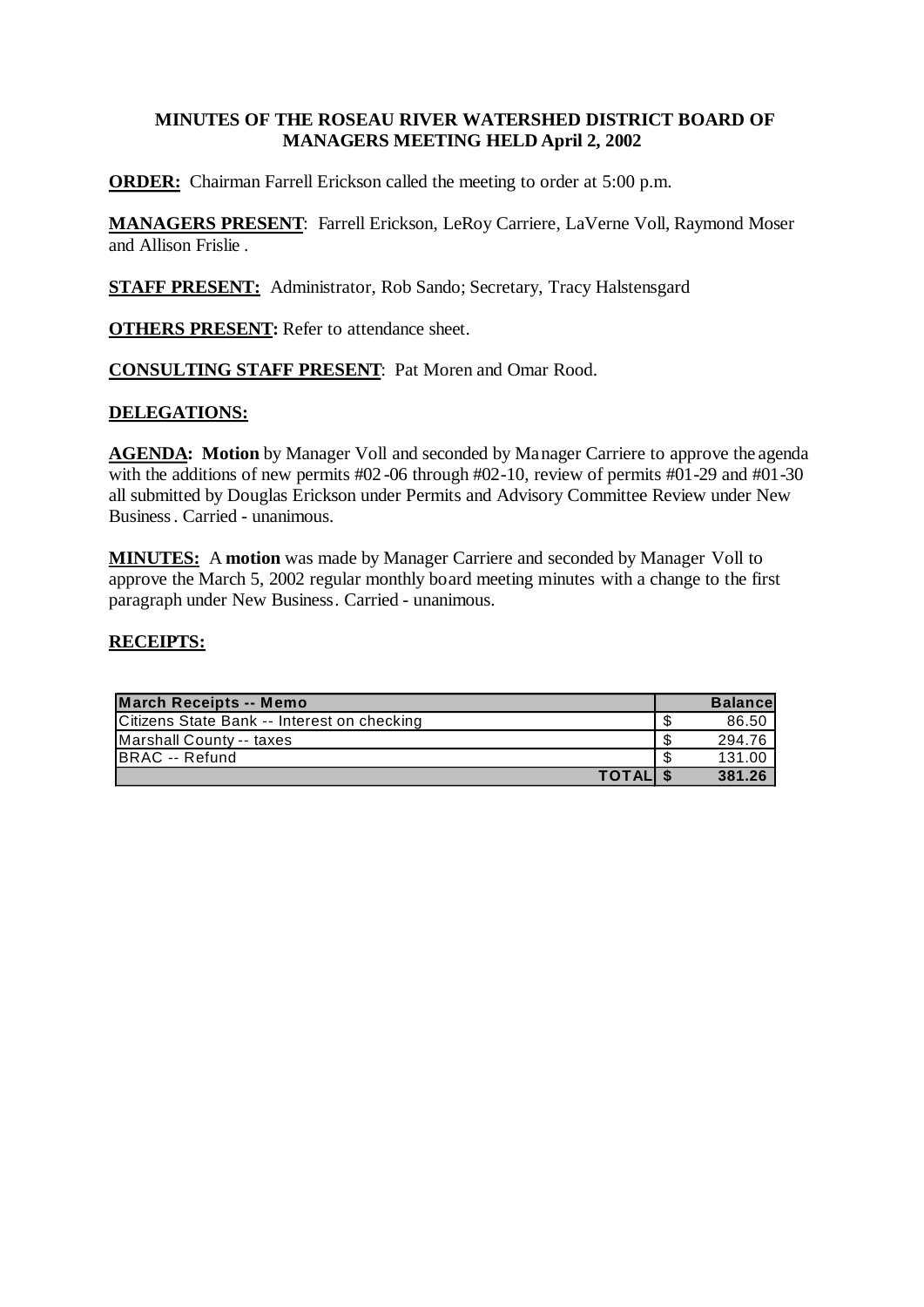**MINUTES OF THE ROSEAU RIVER WATERSHED DISTRICT BOARD OF MANAGERS MEETING HELD April 2, 2002**

**ORDER:** Chairman Farrell Erickson called the meeting to order at 5:00 p.m.

**MANAGERS PRESENT**: Farrell Erickson, LeRoy Carriere, LaVerne Voll, Raymond Moser and Allison Frislie .

**STAFF PRESENT:** Administrator, Rob Sando; Secretary, Tracy Halstensgard

**OTHERS PRESENT:** Refer to attendance sheet.

**CONSULTING STAFF PRESENT**: Pat Moren and Omar Rood.

**DELEGATIONS:**

**AGENDA: Motion** by Manager Voll and seconded by Manager Carriere to approve the agenda with the additions of new permits #02-06 through #02-10, review of permits #01-29 and #01-30 all submitted by Douglas Erickson under Permits and Advisory Committee Review under New Business. Carried - unanimous.

**MINUTES:** A **motion** was made by Manager Carriere and seconded by Manager Voll to approve the March 5, 2002 regular monthly board meeting minutes with a change to the first paragraph under New Business. Carried - unanimous.

**RECEIPTS:**

| March Receipts -- Memo | | Balance |
|---|---|---|
| Citizens State Bank -- Interest on checking | $ | 86.50 |
| Marshall County -- taxes | $ | 294.76 |
| BRAC -- Refund | $ | 131.00 |
| **TOTAL** | **$** | **381.26** |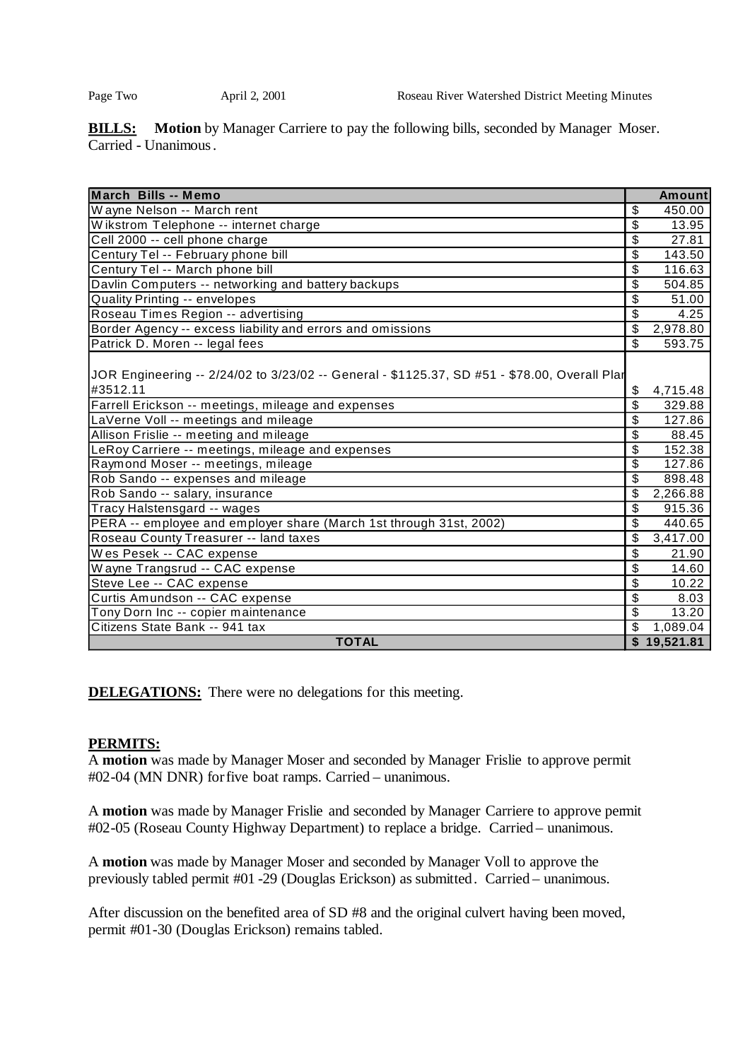**BILLS:** **Motion** by Manager Carriere to pay the following bills, seconded by Manager Moser. Carried - Unanimous.

| March Bills -- Memo | Amount |
|---|---|
| Wayne Nelson -- March rent | $ 450.00 |
| Wikstrom Telephone -- internet charge | $ 13.95 |
| Cell 2000 -- cell phone charge | $ 27.81 |
| Century Tel -- February phone bill | $ 143.50 |
| Century Tel -- March phone bill | $ 116.63 |
| Davlin Computers -- networking and battery backups | $ 504.85 |
| Quality Printing -- envelopes | $ 51.00 |
| Roseau Times Region -- advertising | $ 4.25 |
| Border Agency -- excess liability and errors and omissions | $ 2,978.80 |
| Patrick D. Moren -- legal fees | $ 593.75 |
| JOR Engineering -- 2/24/02 to 3/23/02 -- General - $1125.37, SD #51 - $78.00, Overall Plan #3512.11 | $ 4,715.48 |
| Farrell Erickson -- meetings, mileage and expenses | $ 329.88 |
| LaVerne Voll -- meetings and mileage | $ 127.86 |
| Allison Frislie -- meeting and mileage | $ 88.45 |
| LeRoy Carriere -- meetings, mileage and expenses | $ 152.38 |
| Raymond Moser -- meetings, mileage | $ 127.86 |
| Rob Sando -- expenses and mileage | $ 898.48 |
| Rob Sando -- salary, insurance | $ 2,266.88 |
| Tracy Halstensgard -- wages | $ 915.36 |
| PERA -- employee and employer share (March 1st through 31st, 2002) | $ 440.65 |
| Roseau County Treasurer -- land taxes | $ 3,417.00 |
| Wes Pesek -- CAC expense | $ 21.90 |
| Wayne Trangsrud -- CAC expense | $ 14.60 |
| Steve Lee -- CAC expense | $ 10.22 |
| Curtis Amundson -- CAC expense | $ 8.03 |
| Tony Dorn Inc -- copier maintenance | $ 13.20 |
| Citizens State Bank -- 941 tax | $ 1,089.04 |
| **TOTAL** | **$ 19,521.81** |

**DELEGATIONS:** There were no delegations for this meeting.

**PERMITS:**

A **motion** was made by Manager Moser and seconded by Manager Frislie to approve permit #02-04 (MN DNR) for five boat ramps. Carried – unanimous.

A **motion** was made by Manager Frislie and seconded by Manager Carriere to approve permit #02-05 (Roseau County Highway Department) to replace a bridge. Carried – unanimous.

A **motion** was made by Manager Moser and seconded by Manager Voll to approve the previously tabled permit #01-29 (Douglas Erickson) as submitted. Carried – unanimous.

After discussion on the benefited area of SD #8 and the original culvert having been moved, permit #01-30 (Douglas Erickson) remains tabled.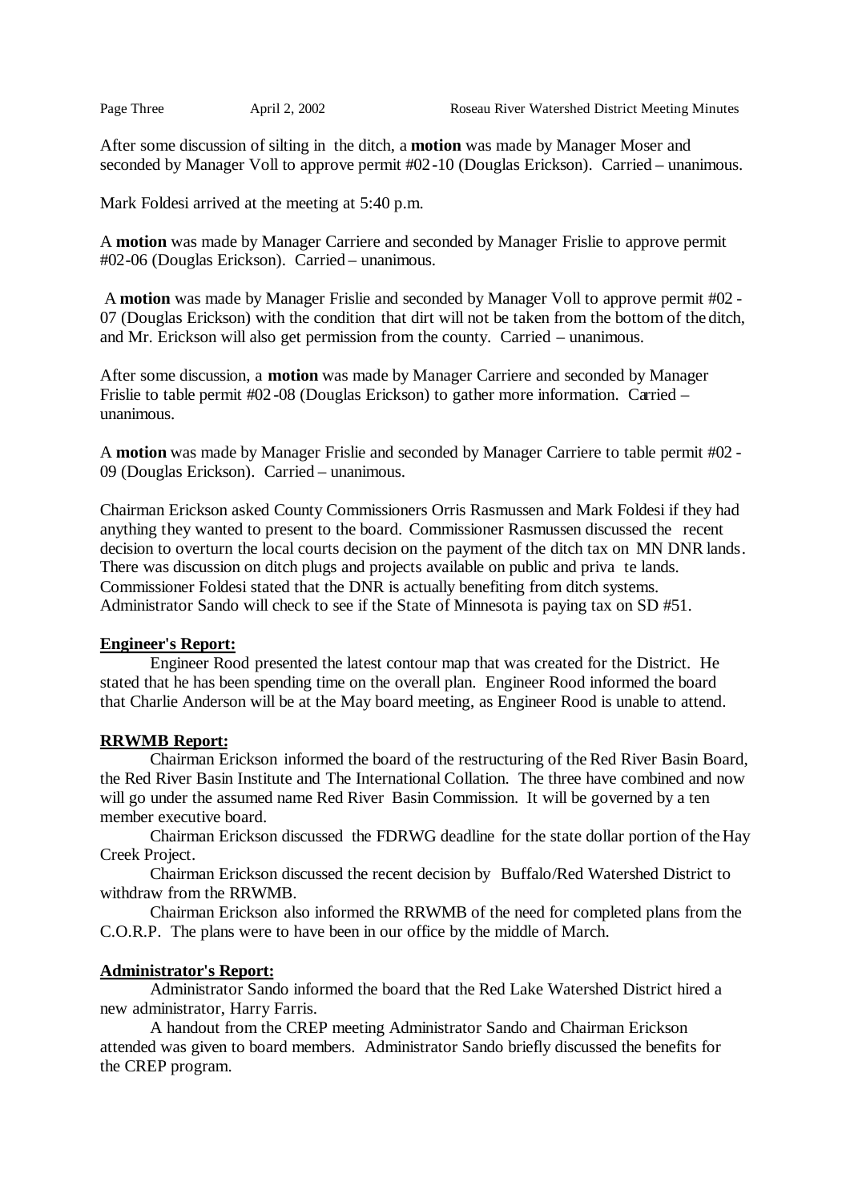After some discussion of silting in the ditch, a **motion** was made by Manager Moser and seconded by Manager Voll to approve permit #02-10 (Douglas Erickson). Carried – unanimous.

Mark Foldesi arrived at the meeting at 5:40 p.m.

A **motion** was made by Manager Carriere and seconded by Manager Frislie to approve permit #02-06 (Douglas Erickson). Carried – unanimous.

A **motion** was made by Manager Frislie and seconded by Manager Voll to approve permit #02-07 (Douglas Erickson) with the condition that dirt will not be taken from the bottom of the ditch, and Mr. Erickson will also get permission from the county. Carried – unanimous.

After some discussion, a **motion** was made by Manager Carriere and seconded by Manager Frislie to table permit #02-08 (Douglas Erickson) to gather more information. Carried – unanimous.

A **motion** was made by Manager Frislie and seconded by Manager Carriere to table permit #02-09 (Douglas Erickson). Carried – unanimous.

Chairman Erickson asked County Commissioners Orris Rasmussen and Mark Foldesi if they had anything they wanted to present to the board. Commissioner Rasmussen discussed the recent decision to overturn the local courts decision on the payment of the ditch tax on MN DNR lands. There was discussion on ditch plugs and projects available on public and private lands. Commissioner Foldesi stated that the DNR is actually benefiting from ditch systems. Administrator Sando will check to see if the State of Minnesota is paying tax on SD #51.

**Engineer's Report:**

Engineer Rood presented the latest contour map that was created for the District. He stated that he has been spending time on the overall plan. Engineer Rood informed the board that Charlie Anderson will be at the May board meeting, as Engineer Rood is unable to attend.

**RRWMB Report:**

Chairman Erickson informed the board of the restructuring of the Red River Basin Board, the Red River Basin Institute and The International Collation. The three have combined and now will go under the assumed name Red River Basin Commission. It will be governed by a ten member executive board.

Chairman Erickson discussed the FDRWG deadline for the state dollar portion of the Hay Creek Project.

Chairman Erickson discussed the recent decision by Buffalo/Red Watershed District to withdraw from the RRWMB.

Chairman Erickson also informed the RRWMB of the need for completed plans from the C.O.R.P. The plans were to have been in our office by the middle of March.

**Administrator's Report:**

Administrator Sando informed the board that the Red Lake Watershed District hired a new administrator, Harry Farris.

A handout from the CREP meeting Administrator Sando and Chairman Erickson attended was given to board members. Administrator Sando briefly discussed the benefits for the CREP program.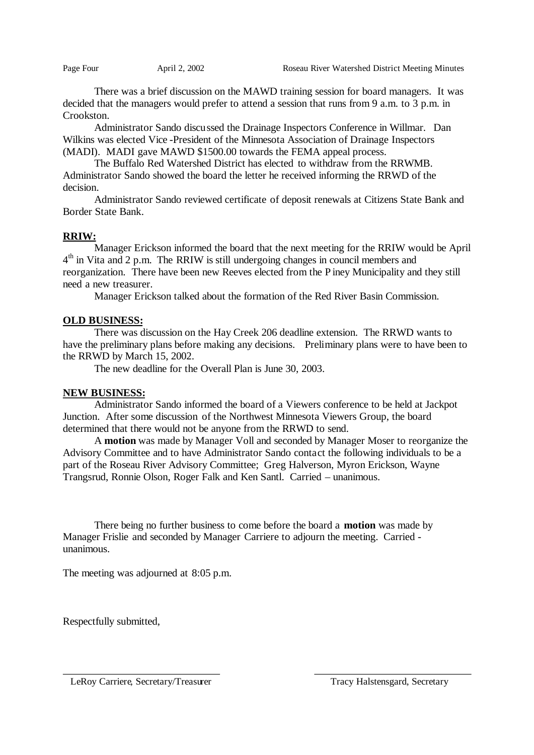There was a brief discussion on the MAWD training session for board managers. It was decided that the managers would prefer to attend a session that runs from 9 a.m. to 3 p.m. in Crookston.

Administrator Sando discussed the Drainage Inspectors Conference in Willmar. Dan Wilkins was elected Vice-President of the Minnesota Association of Drainage Inspectors (MADI). MADI gave MAWD $1500.00 towards the FEMA appeal process.

The Buffalo Red Watershed District has elected to withdraw from the RRWMB. Administrator Sando showed the board the letter he received informing the RRWD of the decision.

Administrator Sando reviewed certificate of deposit renewals at Citizens State Bank and Border State Bank.

**RRIW:**

Manager Erickson informed the board that the next meeting for the RRIW would be April 4th in Vita and 2 p.m. The RRIW is still undergoing changes in council members and reorganization. There have been new Reeves elected from the Piney Municipality and they still need a new treasurer.

Manager Erickson talked about the formation of the Red River Basin Commission.

**OLD BUSINESS:**

There was discussion on the Hay Creek 206 deadline extension. The RRWD wants to have the preliminary plans before making any decisions. Preliminary plans were to have been to the RRWD by March 15, 2002.

The new deadline for the Overall Plan is June 30, 2003.

**NEW BUSINESS:**

Administrator Sando informed the board of a Viewers conference to be held at Jackpot Junction. After some discussion of the Northwest Minnesota Viewers Group, the board determined that there would not be anyone from the RRWD to send.

A **motion** was made by Manager Voll and seconded by Manager Moser to reorganize the Advisory Committee and to have Administrator Sando contact the following individuals to be a part of the Roseau River Advisory Committee; Greg Halverson, Myron Erickson, Wayne Trangsrud, Ronnie Olson, Roger Falk and Ken Santl. Carried – unanimous.

There being no further business to come before the board a **motion** was made by Manager Frislie and seconded by Manager Carriere to adjourn the meeting. Carried - unanimous.

The meeting was adjourned at 8:05 p.m.

Respectfully submitted,

LeRoy Carriere, Secretary/Treasurer

Tracy Halstensgard, Secretary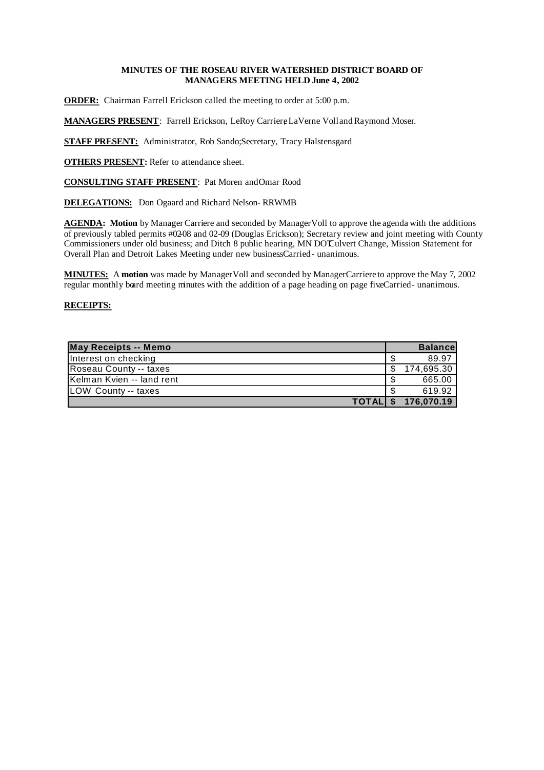**MINUTES OF THE ROSEAU RIVER WATERSHED DISTRICT BOARD OF MANAGERS MEETING HELD June 4, 2002**

**ORDER:** Chairman Farrell Erickson called the meeting to order at 5:00 p.m.

**MANAGERS PRESENT**: Farrell Erickson, LeRoy Carriere, LaVerne Voll and Raymond Moser.

**STAFF PRESENT:** Administrator, Rob Sando; Secretary, Tracy Halstensgard

**OTHERS PRESENT:** Refer to attendance sheet.

**CONSULTING STAFF PRESENT**: Pat Moren and Omar Rood

**DELEGATIONS:** Don Ogaard and Richard Nelson- RRWMB

**AGENDA: Motion** by Manager Carriere and seconded by Manager Voll to approve the agenda with the additions of previously tabled permits #02-08 and 02-09 (Douglas Erickson); Secretary review and joint meeting with County Commissioners under old business; and Ditch 8 public hearing, MN DOT Culvert Change, Mission Statement for Overall Plan and Detroit Lakes Meeting under new business. Carried - unanimous.

**MINUTES:** A **motion** was made by Manager Voll and seconded by Manager Carriere to approve the May 7, 2002 regular monthly board meeting minutes with the addition of a page heading on page five. Carried - unanimous.

**RECEIPTS:**

| May Receipts -- Memo | Balance |
|---|---|
| Interest on checking | $ 89.97 |
| Roseau County -- taxes | $ 174,695.30 |
| Kelman Kvien -- land rent | $ 665.00 |
| LOW County -- taxes | $ 619.92 |
| **TOTAL** | **$ 176,070.19** |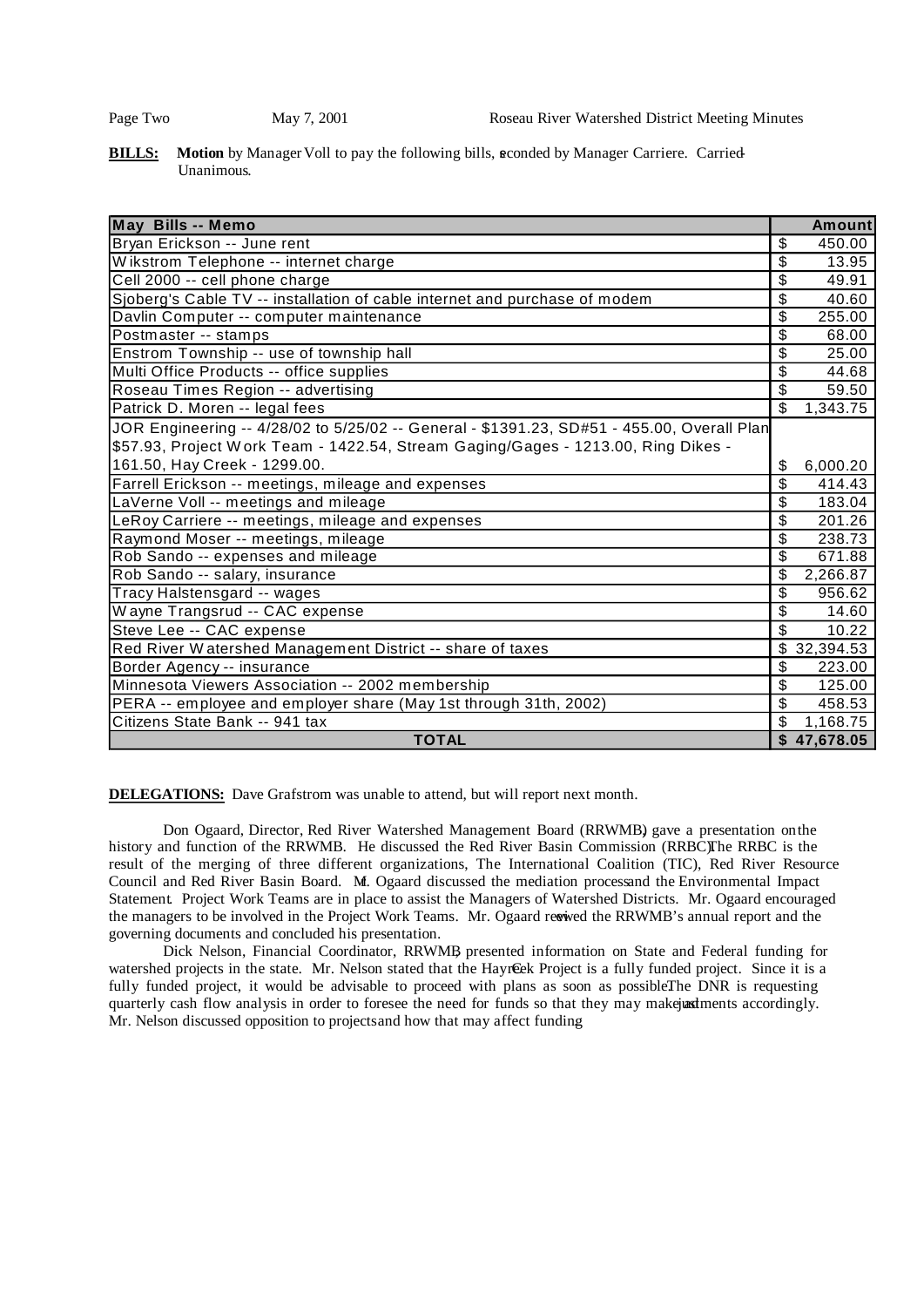**BILLS:** **Motion** by Manager Voll to pay the following bills, seconded by Manager Carriere. Carried-Unanimous.

| May Bills -- Memo | Amount |
|---|---|
| Bryan Erickson -- June rent | $ 450.00 |
| Wikstrom Telephone -- internet charge | $ 13.95 |
| Cell 2000 -- cell phone charge | $ 49.91 |
| Sjoberg's Cable TV -- installation of cable internet and purchase of modem | $ 40.60 |
| Davlin Computer -- computer maintenance | $ 255.00 |
| Postmaster -- stamps | $ 68.00 |
| Enstrom Township -- use of township hall | $ 25.00 |
| Multi Office Products -- office supplies | $ 44.68 |
| Roseau Times Region -- advertising | $ 59.50 |
| Patrick D. Moren -- legal fees | $ 1,343.75 |
| JOR Engineering -- 4/28/02 to 5/25/02 -- General - $1391.23, SD#51 - 455.00, Overall Plan $57.93, Project Work Team - 1422.54, Stream Gaging/Gages - 1213.00, Ring Dikes - 161.50, Hay Creek - 1299.00. | $ 6,000.20 |
| Farrell Erickson -- meetings, mileage and expenses | $ 414.43 |
| LaVerne Voll -- meetings and mileage | $ 183.04 |
| LeRoy Carriere -- meetings, mileage and expenses | $ 201.26 |
| Raymond Moser -- meetings, mileage | $ 238.73 |
| Rob Sando -- expenses and mileage | $ 671.88 |
| Rob Sando -- salary, insurance | $ 2,266.87 |
| Tracy Halstensgard -- wages | $ 956.62 |
| Wayne Trangsrud -- CAC expense | $ 14.60 |
| Steve Lee -- CAC expense | $ 10.22 |
| Red River Watershed Management District -- share of taxes | $ 32,394.53 |
| Border Agency -- insurance | $ 223.00 |
| Minnesota Viewers Association -- 2002 membership | $ 125.00 |
| PERA -- employee and employer share (May 1st through 31th, 2002) | $ 458.53 |
| Citizens State Bank -- 941 tax | $ 1,168.75 |
| **TOTAL** | **$ 47,678.05** |

**DELEGATIONS:** Dave Grafstrom was unable to attend, but will report next month.

Don Ogaard, Director, Red River Watershed Management Board (RRWMB) gave a presentation on the history and function of the RRWMB. He discussed the Red River Basin Commission (RRBC). The RRBC is the result of the merging of three different organizations, The International Coalition (TIC), Red River Resource Council and Red River Basin Board. Mr. Ogaard discussed the mediation process and the Environmental Impact Statement. Project Work Teams are in place to assist the Managers of Watershed Districts. Mr. Ogaard encouraged the managers to be involved in the Project Work Teams. Mr. Ogaard reviewed the RRWMB's annual report and the governing documents and concluded his presentation.

Dick Nelson, Financial Coordinator, RRWMB, presented information on State and Federal funding for watershed projects in the state. Mr. Nelson stated that the Hay Creek Project is a fully funded project. Since it is a fully funded project, it would be advisable to proceed with plans as soon as possible. The DNR is requesting quarterly cash flow analysis in order to foresee the need for funds so that they may make adjustments accordingly. Mr. Nelson discussed opposition to projects and how that may affect funding.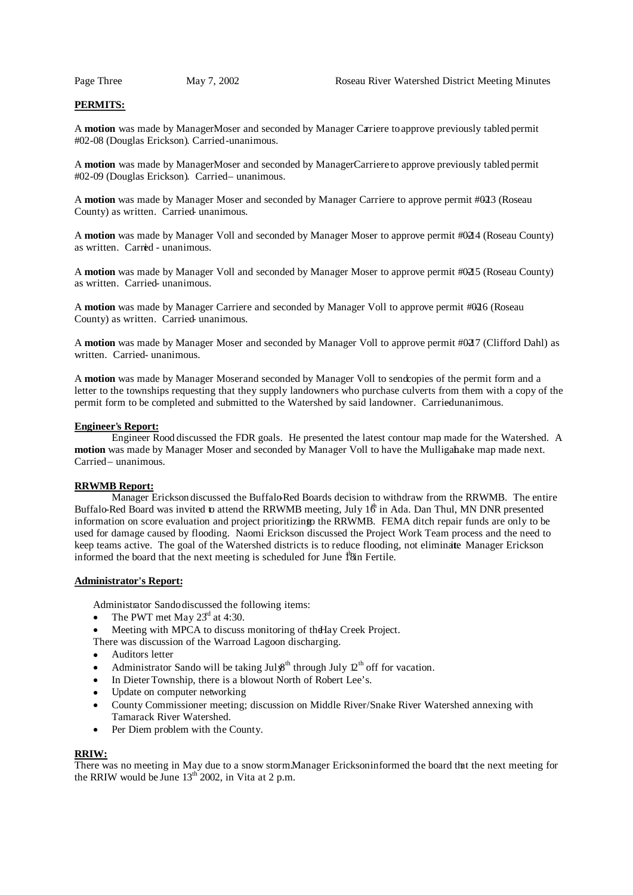**PERMITS:**

A **motion** was made by Manager Moser and seconded by Manager Carriere to approve previously tabled permit #02-08 (Douglas Erickson). Carried - unanimous.

A **motion** was made by Manager Moser and seconded by Manager Carriere to approve previously tabled permit #02-09 (Douglas Erickson). Carried – unanimous.

A **motion** was made by Manager Moser and seconded by Manager Carriere to approve permit #02-13 (Roseau County) as written. Carried - unanimous.

A **motion** was made by Manager Voll and seconded by Manager Moser to approve permit #02-14 (Roseau County) as written. Carried - unanimous.

A **motion** was made by Manager Voll and seconded by Manager Moser to approve permit #02-15 (Roseau County) as written. Carried - unanimous.

A **motion** was made by Manager Carriere and seconded by Manager Voll to approve permit #02-16 (Roseau County) as written. Carried - unanimous.

A **motion** was made by Manager Moser and seconded by Manager Voll to approve permit #02-17 (Clifford Dahl) as written. Carried - unanimous.

A **motion** was made by Manager Moser and seconded by Manager Voll to send copies of the permit form and a letter to the townships requesting that they supply landowners who purchase culverts from them with a copy of the permit form to be completed and submitted to the Watershed by said landowner. Carried - unanimous.

**Engineer's Report:**

Engineer Rood discussed the FDR goals. He presented the latest contour map made for the Watershed. A **motion** was made by Manager Moser and seconded by Manager Voll to have the Mulligan Lake map made next. Carried – unanimous.

**RRWMB Report:**

Manager Erickson discussed the Buffalo-Red Boards decision to withdraw from the RRWMB. The entire Buffalo-Red Board was invited to attend the RRWMB meeting, July 16th in Ada. Dan Thul, MN DNR presented information on score evaluation and project prioritizing to the RRWMB. FEMA ditch repair funds are only to be used for damage caused by flooding. Naomi Erickson discussed the Project Work Team process and the need to keep teams active. The goal of the Watershed districts is to reduce flooding, not eliminate. Manager Erickson informed the board that the next meeting is scheduled for June 18th in Fertile.

**Administrator's Report:**

Administrator Sando discussed the following items:

- The PWT met May 23rd at 4:30.
- Meeting with MPCA to discuss monitoring of the Hay Creek Project.

There was discussion of the Warroad Lagoon discharging.

- Auditors letter
- Administrator Sando will be taking July 8th through July 12th off for vacation.
- In Dieter Township, there is a blowout North of Robert Lee's.
- Update on computer networking
- County Commissioner meeting; discussion on Middle River/Snake River Watershed annexing with Tamarack River Watershed.
- Per Diem problem with the County.

**RRIW:**

There was no meeting in May due to a snow storm. Manager Erickson informed the board that the next meeting for the RRIW would be June 13th 2002, in Vita at 2 p.m.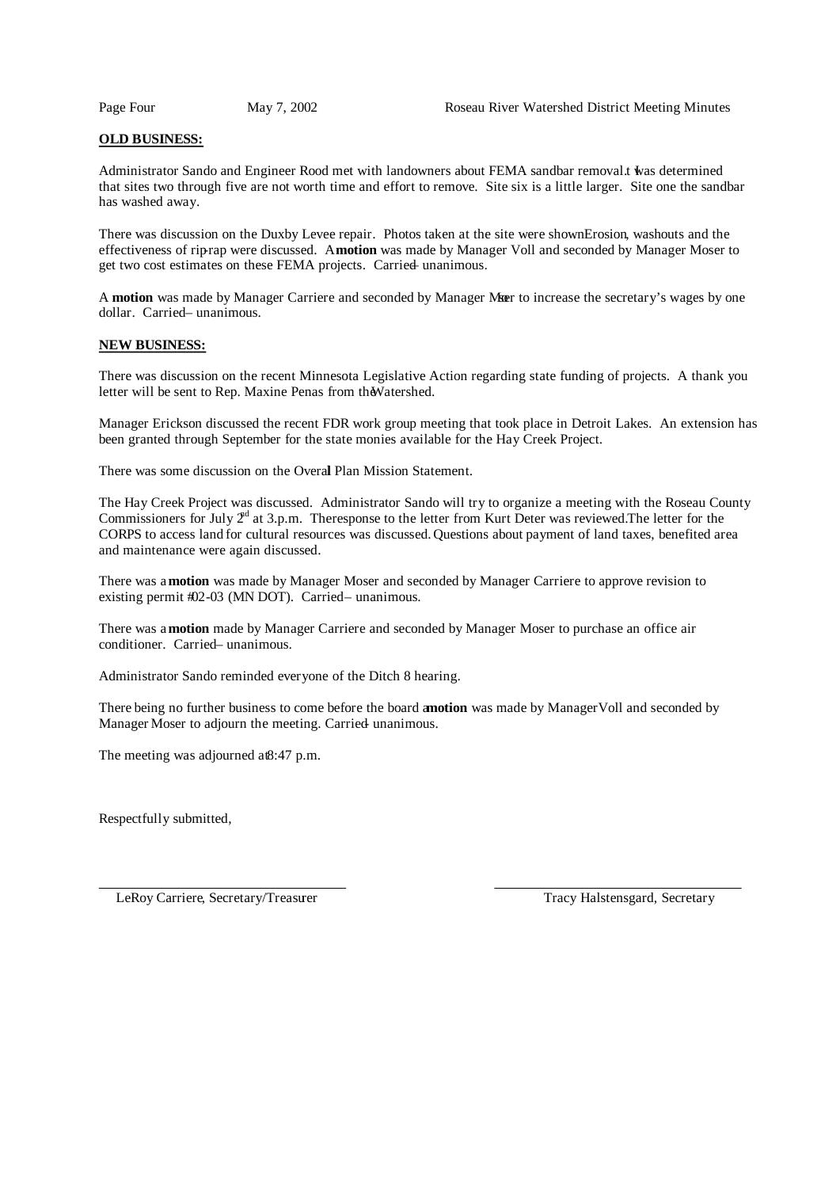## OLD BUSINESS:

Administrator Sando and Engineer Rood met with landowners about FEMA sandbar removal. It was determined that sites two through five are not worth time and effort to remove. Site six is a little larger. Site one the sandbar has washed away.

There was discussion on the Duxby Levee repair. Photos taken at the site were shown. Erosion, washouts and the effectiveness of rip-rap were discussed. A **motion** was made by Manager Voll and seconded by Manager Moser to get two cost estimates on these FEMA projects. Carried – unanimous.

A **motion** was made by Manager Carriere and seconded by Manager Moser to increase the secretary's wages by one dollar. Carried – unanimous.

## NEW BUSINESS:

There was discussion on the recent Minnesota Legislative Action regarding state funding of projects. A thank you letter will be sent to Rep. Maxine Penas from the Watershed.

Manager Erickson discussed the recent FDR work group meeting that took place in Detroit Lakes. An extension has been granted through September for the state monies available for the Hay Creek Project.

There was some discussion on the Overall Plan Mission Statement.

The Hay Creek Project was discussed. Administrator Sando will try to organize a meeting with the Roseau County Commissioners for July 2nd at 3 p.m. The response to the letter from Kurt Deter was reviewed. The letter for the CORPS to access land for cultural resources was discussed. Questions about payment of land taxes, benefited area and maintenance were again discussed.

There was a **motion** was made by Manager Moser and seconded by Manager Carriere to approve revision to existing permit #02-03 (MN DOT). Carried – unanimous.

There was a **motion** made by Manager Carriere and seconded by Manager Moser to purchase an office air conditioner. Carried – unanimous.

Administrator Sando reminded everyone of the Ditch 8 hearing.

There being no further business to come before the board a **motion** was made by Manager Voll and seconded by Manager Moser to adjourn the meeting. Carried – unanimous.

The meeting was adjourned at 8:47 p.m.

Respectfully submitted,

LeRoy Carriere, Secretary/Treasurer

Tracy Halstensgard, Secretary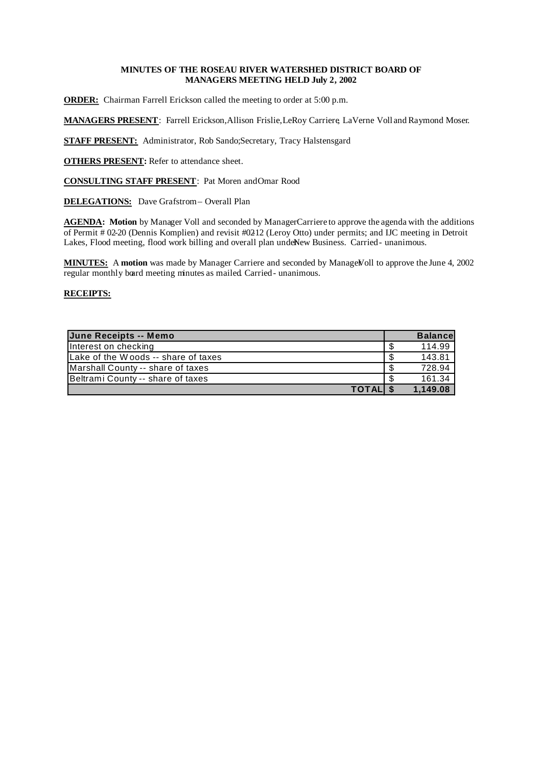**MINUTES OF THE ROSEAU RIVER WATERSHED DISTRICT BOARD OF MANAGERS MEETING HELD July 2, 2002**

**ORDER:** Chairman Farrell Erickson called the meeting to order at 5:00 p.m.

**MANAGERS PRESENT**: Farrell Erickson, Allison Frislie, LeRoy Carriere, LaVerne Voll and Raymond Moser.

**STAFF PRESENT:** Administrator, Rob Sando; Secretary, Tracy Halstensgard

**OTHERS PRESENT:** Refer to attendance sheet.

**CONSULTING STAFF PRESENT**: Pat Moren and Omar Rood

**DELEGATIONS:** Dave Grafstrom – Overall Plan

**AGENDA:** **Motion** by Manager Voll and seconded by Manager Carriere to approve the agenda with the additions of Permit # 02-20 (Dennis Komplien) and revisit #02-12 (Leroy Otto) under permits; and IJC meeting in Detroit Lakes, Flood meeting, flood work billing and overall plan under New Business. Carried - unanimous.

**MINUTES:** A **motion** was made by Manager Carriere and seconded by Manager Voll to approve the June 4, 2002 regular monthly board meeting minutes as mailed. Carried - unanimous.

**RECEIPTS:**

| June Receipts -- Memo | | Balance |
|---|---|---|
| Interest on checking | $ | 114.99 |
| Lake of the Woods -- share of taxes | $ | 143.81 |
| Marshall County -- share of taxes | $ | 728.94 |
| Beltrami County -- share of taxes | $ | 161.34 |
| **TOTAL** | **$** | **1,149.08** |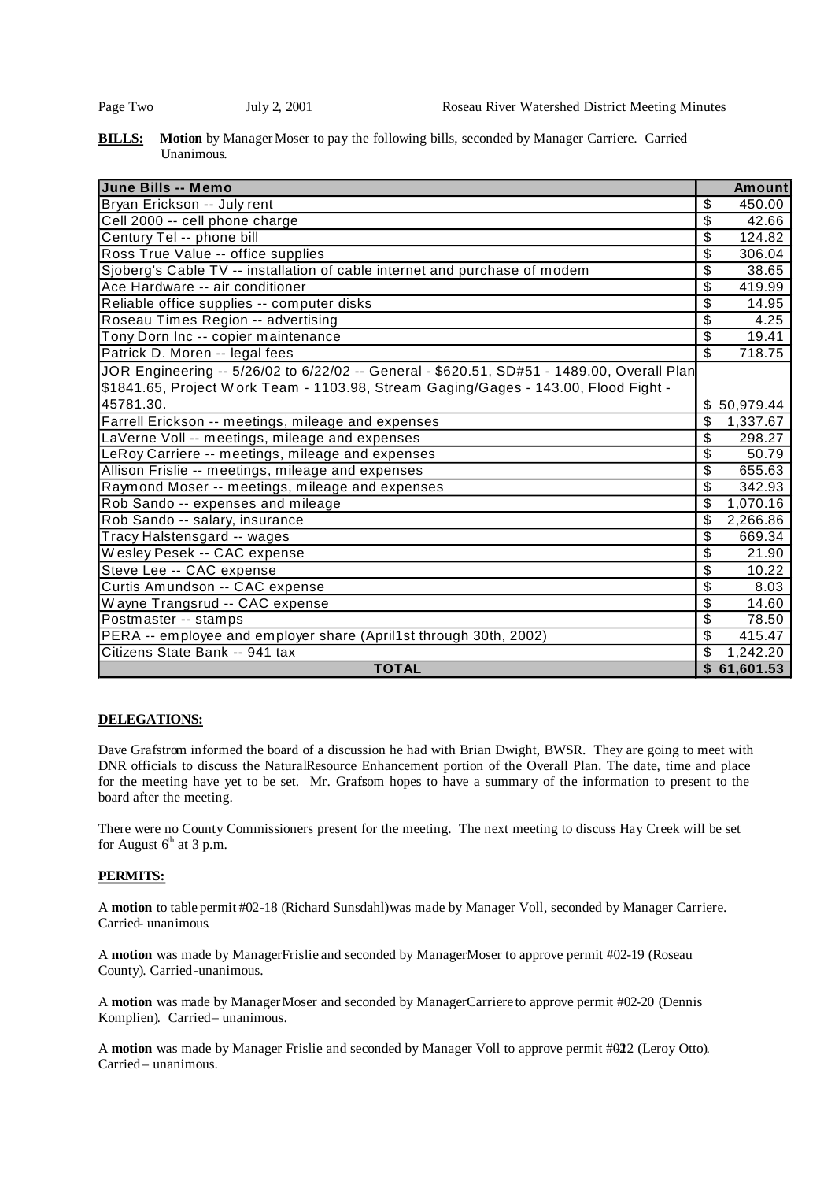**BILLS:** **Motion** by Manager Moser to pay the following bills, seconded by Manager Carriere. Carried Unanimous.

| June Bills -- Memo | Amount |
|---|---|
| Bryan Erickson -- July rent | $ 450.00 |
| Cell 2000 -- cell phone charge | $ 42.66 |
| Century Tel -- phone bill | $ 124.82 |
| Ross True Value -- office supplies | $ 306.04 |
| Sjoberg's Cable TV -- installation of cable internet and purchase of modem | $ 38.65 |
| Ace Hardware -- air conditioner | $ 419.99 |
| Reliable office supplies -- computer disks | $ 14.95 |
| Roseau Times Region -- advertising | $ 4.25 |
| Tony Dorn Inc -- copier maintenance | $ 19.41 |
| Patrick D. Moren -- legal fees | $ 718.75 |
| JOR Engineering -- 5/26/02 to 6/22/02 -- General - $620.51, SD#51 - 1489.00, Overall Plan $1841.65, Project Work Team - 1103.98, Stream Gaging/Gages - 143.00, Flood Fight - 45781.30. | $ 50,979.44 |
| Farrell Erickson -- meetings, mileage and expenses | $ 1,337.67 |
| LaVerne Voll -- meetings, mileage and expenses | $ 298.27 |
| LeRoy Carriere -- meetings, mileage and expenses | $ 50.79 |
| Allison Frislie -- meetings, mileage and expenses | $ 655.63 |
| Raymond Moser -- meetings, mileage and expenses | $ 342.93 |
| Rob Sando -- expenses and mileage | $ 1,070.16 |
| Rob Sando -- salary, insurance | $ 2,266.86 |
| Tracy Halstensgard -- wages | $ 669.34 |
| Wesley Pesek -- CAC expense | $ 21.90 |
| Steve Lee -- CAC expense | $ 10.22 |
| Curtis Amundson -- CAC expense | $ 8.03 |
| Wayne Trangsrud -- CAC expense | $ 14.60 |
| Postmaster -- stamps | $ 78.50 |
| PERA -- employee and employer share (April1st through 30th, 2002) | $ 415.47 |
| Citizens State Bank -- 941 tax | $ 1,242.20 |
| **TOTAL** | **$ 61,601.53** |

**DELEGATIONS:**

Dave Grafstrom informed the board of a discussion he had with Brian Dwight, BWSR. They are going to meet with DNR officials to discuss the Natural Resource Enhancement portion of the Overall Plan. The date, time and place for the meeting have yet to be set. Mr. Grafstom hopes to have a summary of the information to present to the board after the meeting.

There were no County Commissioners present for the meeting. The next meeting to discuss Hay Creek will be set for August 6th at 3 p.m.

**PERMITS:**

A **motion** to table permit #02-18 (Richard Sunsdahl) was made by Manager Voll, seconded by Manager Carriere. Carried- unanimous.

A **motion** was made by Manager Frislie and seconded by Manager Moser to approve permit #02-19 (Roseau County). Carried -unanimous.

A **motion** was made by Manager Moser and seconded by Manager Carriere to approve permit #02-20 (Dennis Komplien). Carried – unanimous.

A **motion** was made by Manager Frislie and seconded by Manager Voll to approve permit #02-22 (Leroy Otto). Carried – unanimous.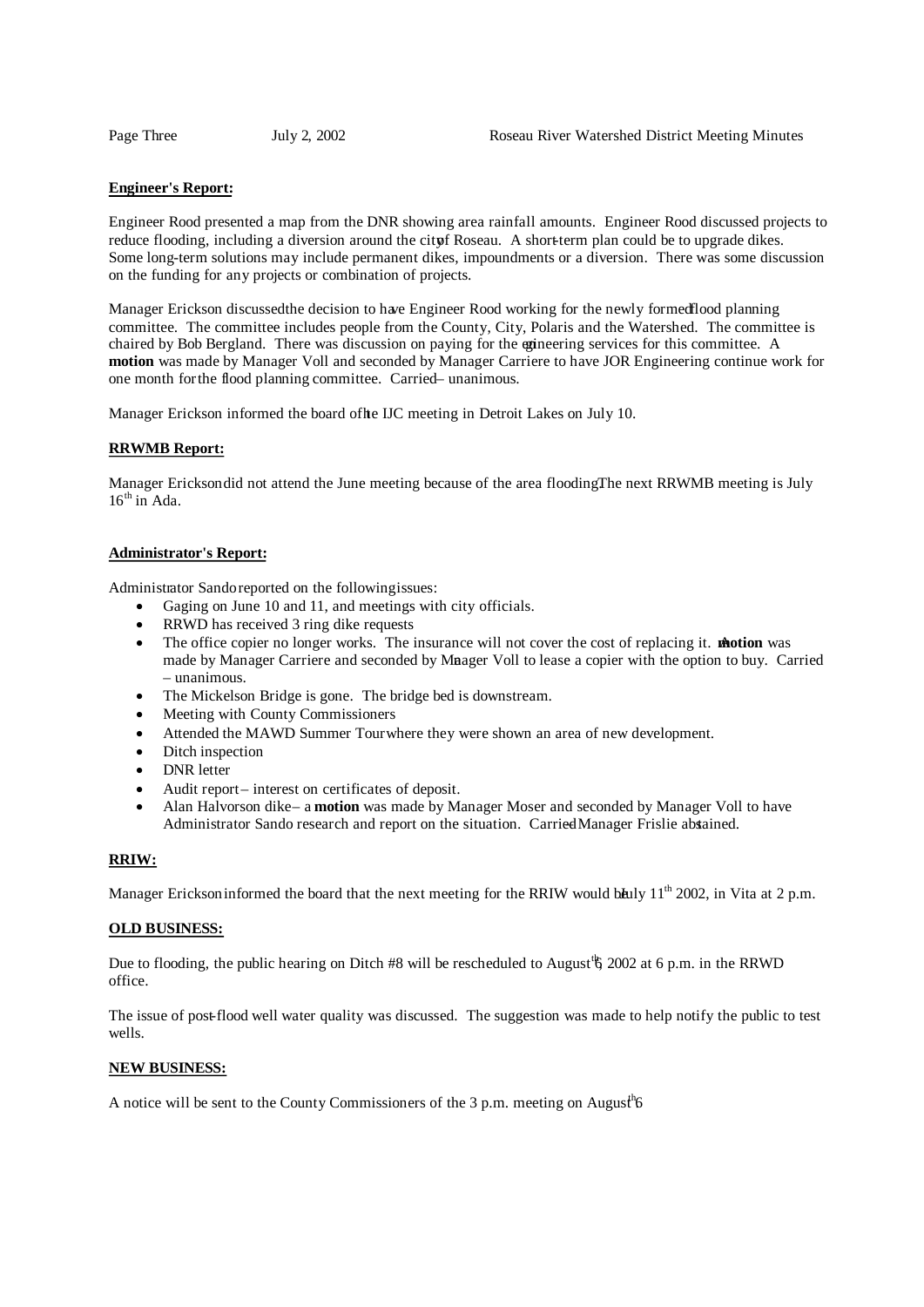**Engineer's Report:**

Engineer Rood presented a map from the DNR showing area rainfall amounts. Engineer Rood discussed projects to reduce flooding, including a diversion around the city of Roseau. A short-term plan could be to upgrade dikes. Some long-term solutions may include permanent dikes, impoundments or a diversion. There was some discussion on the funding for any projects or combination of projects.

Manager Erickson discussed the decision to have Engineer Rood working for the newly formed flood planning committee. The committee includes people from the County, City, Polaris and the Watershed. The committee is chaired by Bob Bergland. There was discussion on paying for the engineering services for this committee. A **motion** was made by Manager Voll and seconded by Manager Carriere to have JOR Engineering continue work for one month for the flood planning committee. Carried – unanimous.

Manager Erickson informed the board of the IJC meeting in Detroit Lakes on July 10.

**RRWMB Report:**

Manager Erickson did not attend the June meeting because of the area flooding. The next RRWMB meeting is July 16th in Ada.

**Administrator's Report:**

Administrator Sando reported on the following issues:

- Gaging on June 10 and 11, and meetings with city officials.
- RRWD has received 3 ring dike requests
- The office copier no longer works. The insurance will not cover the cost of replacing it. A **motion** was made by Manager Carriere and seconded by Manager Voll to lease a copier with the option to buy. Carried – unanimous.
- The Mickelson Bridge is gone. The bridge bed is downstream.
- Meeting with County Commissioners
- Attended the MAWD Summer Tour where they were shown an area of new development.
- Ditch inspection
- DNR letter
- Audit report – interest on certificates of deposit.
- Alan Halvorson dike – a **motion** was made by Manager Moser and seconded by Manager Voll to have Administrator Sando research and report on the situation. Carried. Manager Frislie abstained.

**RRIW:**

Manager Erickson informed the board that the next meeting for the RRIW would be July 11th 2002, in Vita at 2 p.m.

**OLD BUSINESS:**

Due to flooding, the public hearing on Ditch #8 will be rescheduled to August 6th, 2002 at 6 p.m. in the RRWD office.

The issue of post-flood well water quality was discussed. The suggestion was made to help notify the public to test wells.

**NEW BUSINESS:**

A notice will be sent to the County Commissioners of the 3 p.m. meeting on August 6th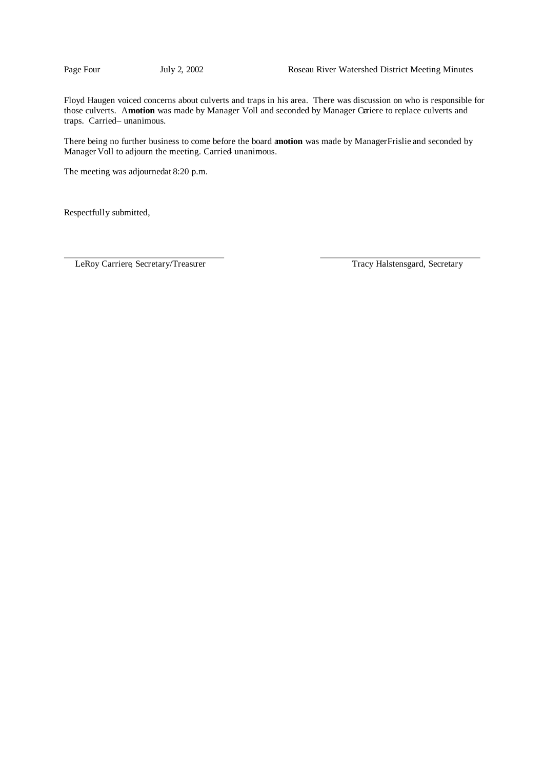Floyd Haugen voiced concerns about culverts and traps in his area. There was discussion on who is responsible for those culverts. A **motion** was made by Manager Voll and seconded by Manager Carriere to replace culverts and traps. Carried – unanimous.

There being no further business to come before the board a **motion** was made by Manager Frislie and seconded by Manager Voll to adjourn the meeting. Carried - unanimous.

The meeting was adjourned at 8:20 p.m.

Respectfully submitted,

LeRoy Carriere, Secretary/Treasurer

Tracy Halstensgard, Secretary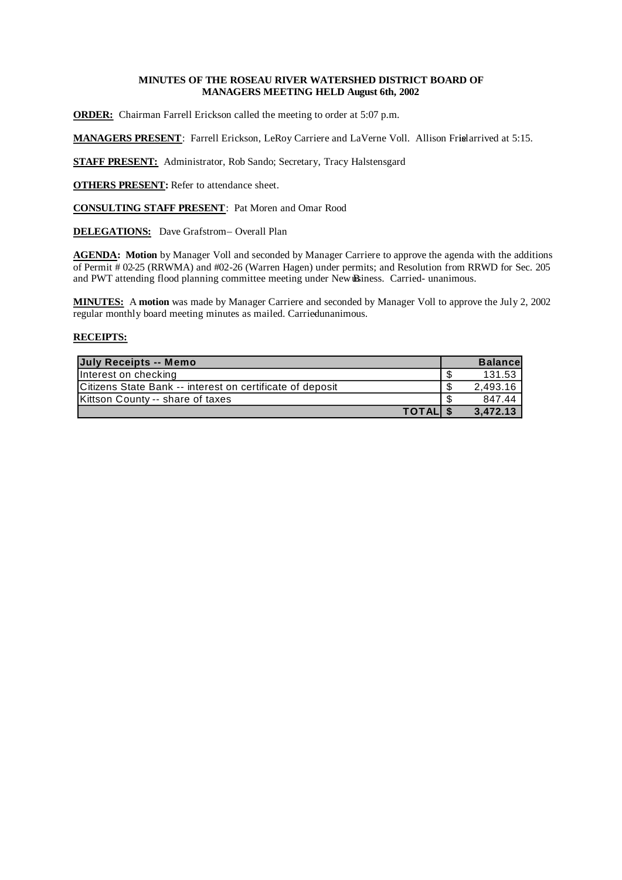**MINUTES OF THE ROSEAU RIVER WATERSHED DISTRICT BOARD OF MANAGERS MEETING HELD August 6th, 2002**

**ORDER:** Chairman Farrell Erickson called the meeting to order at 5:07 p.m.

**MANAGERS PRESENT**: Farrell Erickson, LeRoy Carriere and LaVerne Voll. Allison Fries arrived at 5:15.

**STAFF PRESENT:** Administrator, Rob Sando; Secretary, Tracy Halstensgard

**OTHERS PRESENT:** Refer to attendance sheet.

**CONSULTING STAFF PRESENT**: Pat Moren and Omar Rood

**DELEGATIONS:** Dave Grafstrom – Overall Plan

**AGENDA: Motion** by Manager Voll and seconded by Manager Carriere to approve the agenda with the additions of Permit # 02-25 (RRWMA) and #02-26 (Warren Hagen) under permits; and Resolution from RRWD for Sec. 205 and PWT attending flood planning committee meeting under New Business. Carried- unanimous.

**MINUTES:** A **motion** was made by Manager Carriere and seconded by Manager Voll to approve the July 2, 2002 regular monthly board meeting minutes as mailed. Carried-unanimous.

**RECEIPTS:**

| July Receipts -- Memo | Balance |
|---|---|
| Interest on checking | $ 131.53 |
| Citizens State Bank -- interest on certificate of deposit | $ 2,493.16 |
| Kittson County -- share of taxes | $ 847.44 |
| **TOTAL** | **$ 3,472.13** |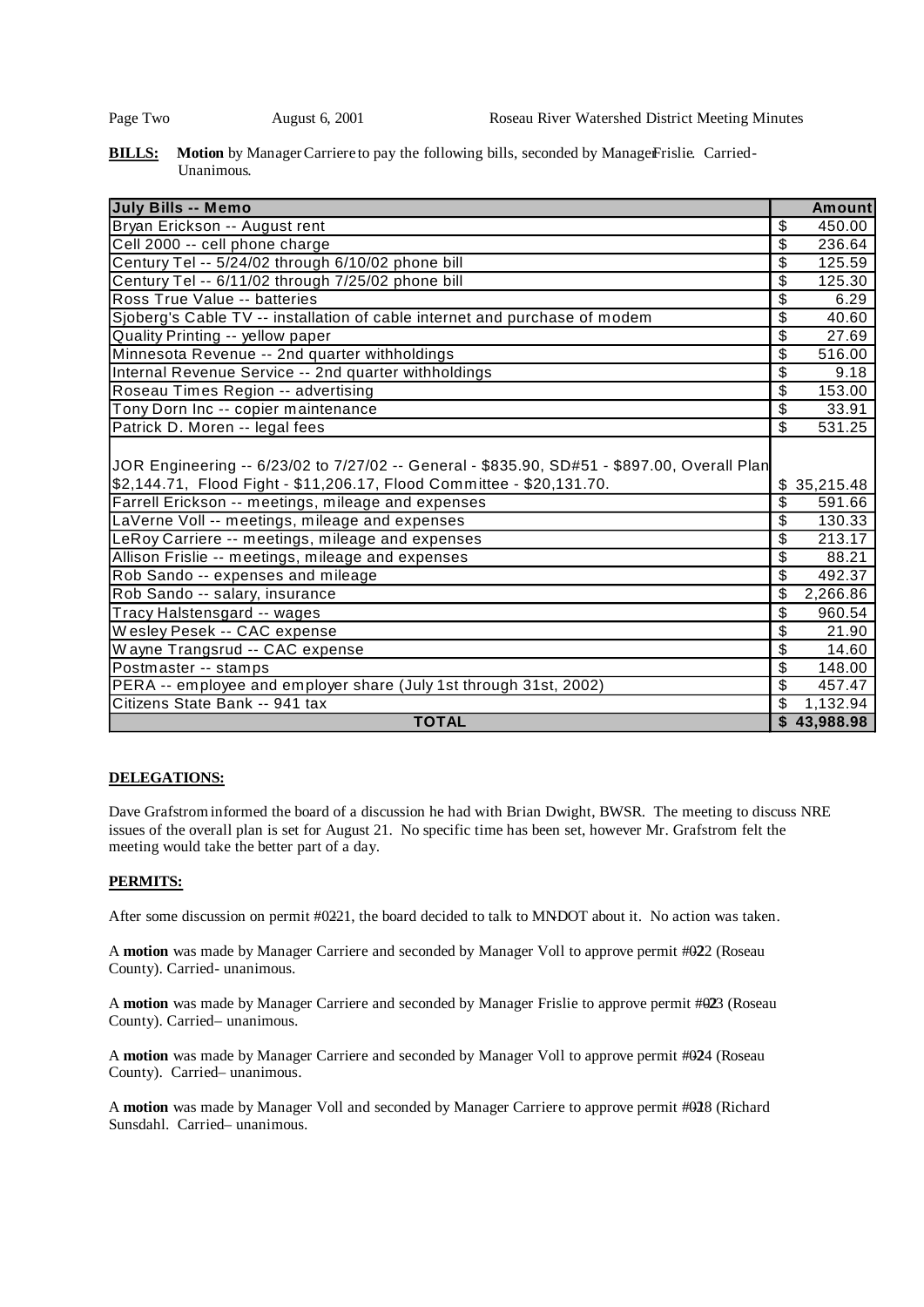**BILLS:** **Motion** by Manager Carriere to pay the following bills, seconded by Manager Frislie. Carried-Unanimous.

| July Bills -- Memo | Amount |
|---|---|
| Bryan Erickson -- August rent | $ 450.00 |
| Cell 2000 -- cell phone charge | $ 236.64 |
| Century Tel -- 5/24/02 through 6/10/02 phone bill | $ 125.59 |
| Century Tel -- 6/11/02 through 7/25/02 phone bill | $ 125.30 |
| Ross True Value -- batteries | $ 6.29 |
| Sjoberg's Cable TV -- installation of cable internet and purchase of modem | $ 40.60 |
| Quality Printing -- yellow paper | $ 27.69 |
| Minnesota Revenue -- 2nd quarter withholdings | $ 516.00 |
| Internal Revenue Service -- 2nd quarter withholdings | $ 9.18 |
| Roseau Times Region -- advertising | $ 153.00 |
| Tony Dorn Inc -- copier maintenance | $ 33.91 |
| Patrick D. Moren -- legal fees | $ 531.25 |
| JOR Engineering -- 6/23/02 to 7/27/02 -- General - $835.90, SD#51 - $897.00, Overall Plan $2,144.71, Flood Fight - $11,206.17, Flood Committee - $20,131.70. | $ 35,215.48 |
| Farrell Erickson -- meetings, mileage and expenses | $ 591.66 |
| LaVerne Voll -- meetings, mileage and expenses | $ 130.33 |
| LeRoy Carriere -- meetings, mileage and expenses | $ 213.17 |
| Allison Frislie -- meetings, mileage and expenses | $ 88.21 |
| Rob Sando -- expenses and mileage | $ 492.37 |
| Rob Sando -- salary, insurance | $ 2,266.86 |
| Tracy Halstensgard -- wages | $ 960.54 |
| Wesley Pesek -- CAC expense | $ 21.90 |
| Wayne Trangsrud -- CAC expense | $ 14.60 |
| Postmaster -- stamps | $ 148.00 |
| PERA -- employee and employer share (July 1st through 31st, 2002) | $ 457.47 |
| Citizens State Bank -- 941 tax | $ 1,132.94 |
| **TOTAL** | **$ 43,988.98** |

**DELEGATIONS:**

Dave Grafstrom informed the board of a discussion he had with Brian Dwight, BWSR. The meeting to discuss NRE issues of the overall plan is set for August 21. No specific time has been set, however Mr. Grafstrom felt the meeting would take the better part of a day.

**PERMITS:**

After some discussion on permit #02-21, the board decided to talk to MNDOT about it. No action was taken.

A **motion** was made by Manager Carriere and seconded by Manager Voll to approve permit #02-22 (Roseau County). Carried- unanimous.

A **motion** was made by Manager Carriere and seconded by Manager Frislie to approve permit #02-23 (Roseau County). Carried– unanimous.

A **motion** was made by Manager Carriere and seconded by Manager Voll to approve permit #02-24 (Roseau County). Carried– unanimous.

A **motion** was made by Manager Voll and seconded by Manager Carriere to approve permit #02-18 (Richard Sunsdahl. Carried– unanimous.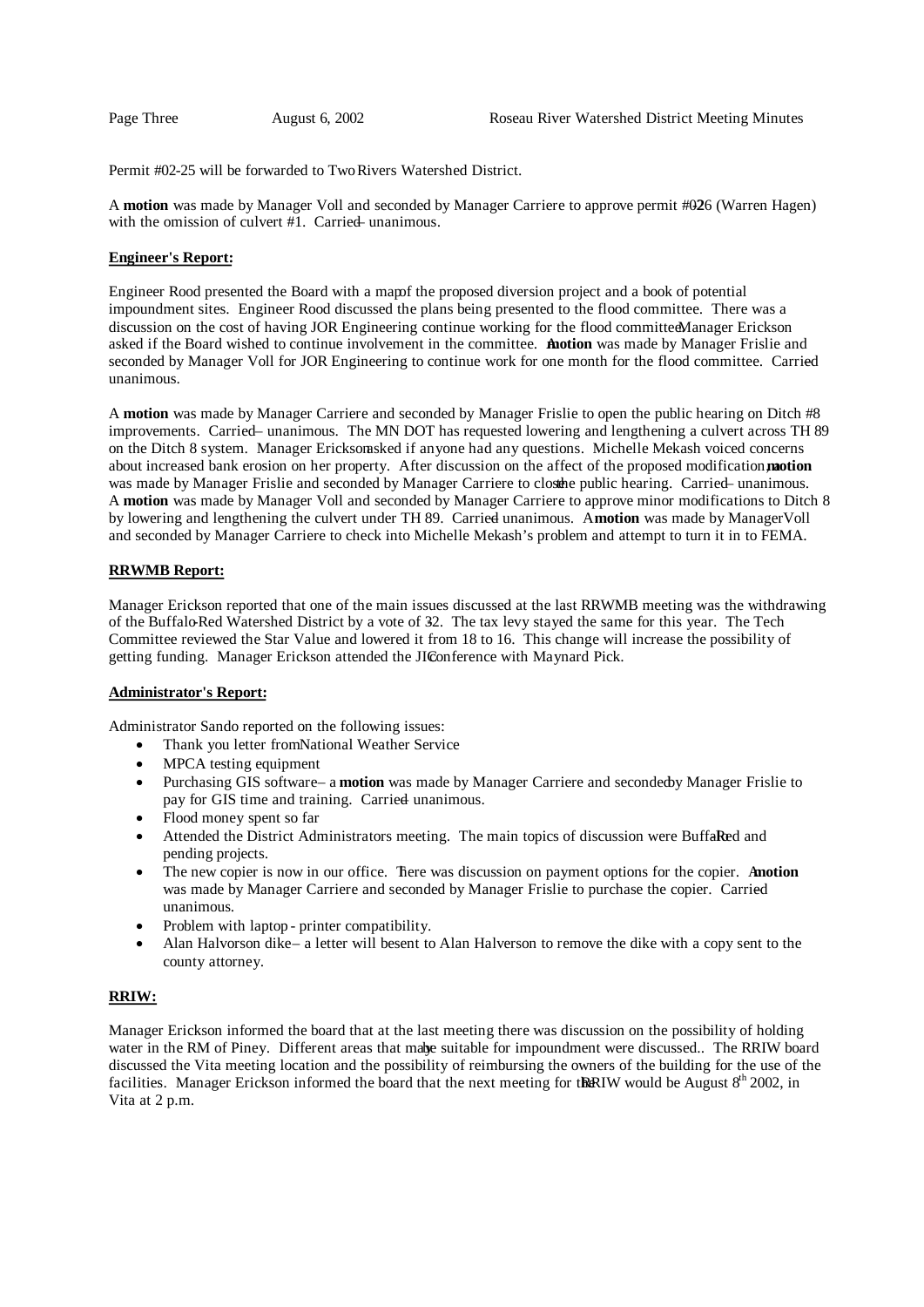Permit #02-25 will be forwarded to Two Rivers Watershed District.

A **motion** was made by Manager Voll and seconded by Manager Carriere to approve permit #02-26 (Warren Hagen) with the omission of culvert #1. Carried – unanimous.

**Engineer's Report:**

Engineer Rood presented the Board with a map of the proposed diversion project and a book of potential impoundment sites. Engineer Rood discussed the plans being presented to the flood committee. There was a discussion on the cost of having JOR Engineering continue working for the flood committee. Manager Erickson asked if the Board wished to continue involvement in the committee. A **motion** was made by Manager Frislie and seconded by Manager Voll for JOR Engineering to continue work for one month for the flood committee. Carried – unanimous.

A **motion** was made by Manager Carriere and seconded by Manager Frislie to open the public hearing on Ditch #8 improvements. Carried – unanimous. The MN DOT has requested lowering and lengthening a culvert across TH 89 on the Ditch 8 system. Manager Erickson asked if anyone had any questions. Michelle Mekash voiced concerns about increased bank erosion on her property. After discussion on the affect of the proposed modification, a **motion** was made by Manager Frislie and seconded by Manager Carriere to close the public hearing. Carried – unanimous. A **motion** was made by Manager Voll and seconded by Manager Carriere to approve minor modifications to Ditch 8 by lowering and lengthening the culvert under TH 89. Carried – unanimous. A **motion** was made by Manager Voll and seconded by Manager Carriere to check into Michelle Mekash's problem and attempt to turn it in to FEMA.

**RRWMB Report:**

Manager Erickson reported that one of the main issues discussed at the last RRWMB meeting was the withdrawing of the Buffalo-Red Watershed District by a vote of 3-2. The tax levy stayed the same for this year. The Tech Committee reviewed the Star Value and lowered it from 18 to 16. This change will increase the possibility of getting funding. Manager Erickson attended the JIC conference with Maynard Pick.

**Administrator's Report:**

Administrator Sando reported on the following issues:

- Thank you letter from National Weather Service
- MPCA testing equipment
- Purchasing GIS software – a **motion** was made by Manager Carriere and seconded by Manager Frislie to pay for GIS time and training. Carried – unanimous.
- Flood money spent so far
- Attended the District Administrators meeting. The main topics of discussion were Buffalo-Red and pending projects.
- The new copier is now in our office. There was discussion on payment options for the copier. A **motion** was made by Manager Carriere and seconded by Manager Frislie to purchase the copier. Carried – unanimous.
- Problem with laptop - printer compatibility.
- Alan Halvorson dike – a letter will be sent to Alan Halverson to remove the dike with a copy sent to the county attorney.

**RRIW:**

Manager Erickson informed the board that at the last meeting there was discussion on the possibility of holding water in the RM of Piney. Different areas that may be suitable for impoundment were discussed.. The RRIW board discussed the Vita meeting location and the possibility of reimbursing the owners of the building for the use of the facilities. Manager Erickson informed the board that the next meeting for the RRIW would be August 8th 2002, in Vita at 2 p.m.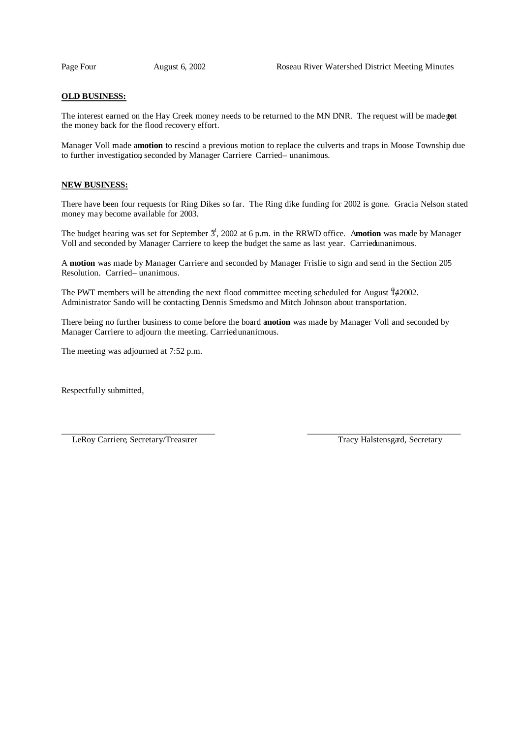**OLD BUSINESS:**

The interest earned on the Hay Creek money needs to be returned to the MN DNR. The request will be made to get the money back for the flood recovery effort.

Manager Voll made a **motion** to rescind a previous motion to replace the culverts and traps in Moose Township due to further investigation, seconded by Manager Carriere. Carried – unanimous.

**NEW BUSINESS:**

There have been four requests for Ring Dikes so far. The Ring dike funding for 2002 is gone. Gracia Nelson stated money may become available for 2003.

The budget hearing was set for September 3rd, 2002 at 6 p.m. in the RRWD office. A **motion** was made by Manager Voll and seconded by Manager Carriere to keep the budget the same as last year. Carried – unanimous.

A **motion** was made by Manager Carriere and seconded by Manager Frislie to sign and send in the Section 205 Resolution. Carried – unanimous.

The PWT members will be attending the next flood committee meeting scheduled for August 14th, 2002. Administrator Sando will be contacting Dennis Smedsmo and Mitch Johnson about transportation.

There being no further business to come before the board a **motion** was made by Manager Voll and seconded by Manager Carriere to adjourn the meeting. Carried – unanimous.

The meeting was adjourned at 7:52 p.m.

Respectfully submitted,

LeRoy Carriere, Secretary/Treasurer

Tracy Halstensgard, Secretary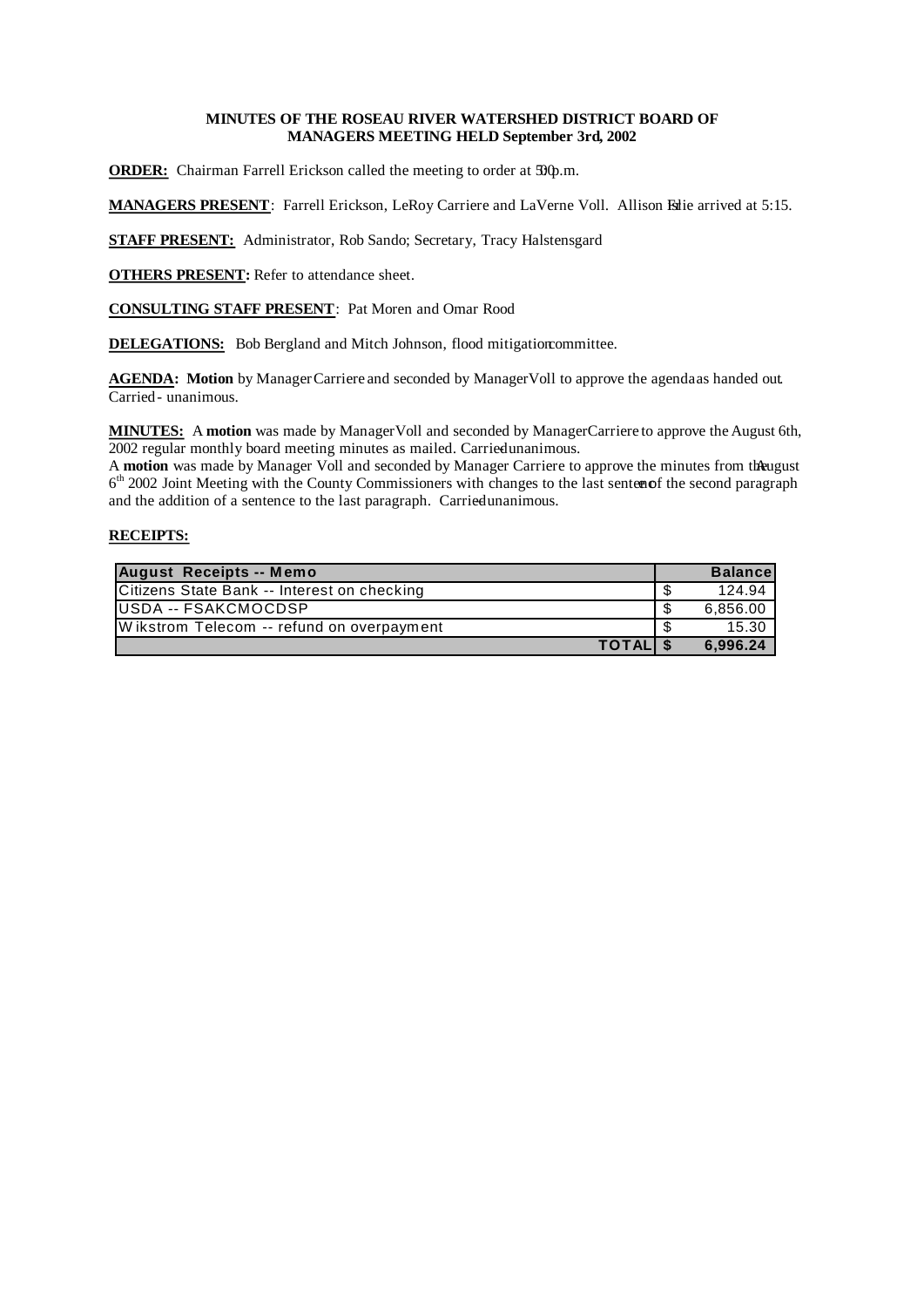**MINUTES OF THE ROSEAU RIVER WATERSHED DISTRICT BOARD OF MANAGERS MEETING HELD September 3rd, 2002**

**ORDER:** Chairman Farrell Erickson called the meeting to order at 5:00 p.m.

**MANAGERS PRESENT**: Farrell Erickson, LeRoy Carriere and LaVerne Voll. Allison Eslie arrived at 5:15.

**STAFF PRESENT:** Administrator, Rob Sando; Secretary, Tracy Halstensgard

**OTHERS PRESENT:** Refer to attendance sheet.

**CONSULTING STAFF PRESENT**: Pat Moren and Omar Rood

**DELEGATIONS:** Bob Bergland and Mitch Johnson, flood mitigation committee.

**AGENDA: Motion** by Manager Carriere and seconded by Manager Voll to approve the agenda as handed out. Carried - unanimous.

**MINUTES:** A **motion** was made by Manager Voll and seconded by Manager Carriere to approve the August 6th, 2002 regular monthly board meeting minutes as mailed. Carried unanimous.

A **motion** was made by Manager Voll and seconded by Manager Carriere to approve the minutes from the August 6th 2002 Joint Meeting with the County Commissioners with changes to the last sentence of the second paragraph and the addition of a sentence to the last paragraph. Carried unanimous.

**RECEIPTS:**

| August Receipts -- Memo | | Balance |
|---|---|---|
| Citizens State Bank -- Interest on checking | $ | 124.94 |
| USDA -- FSAKCMOCDSP | $ | 6,856.00 |
| Wikstrom Telecom -- refund on overpayment | $ | 15.30 |
| **TOTAL** | **$** | **6,996.24** |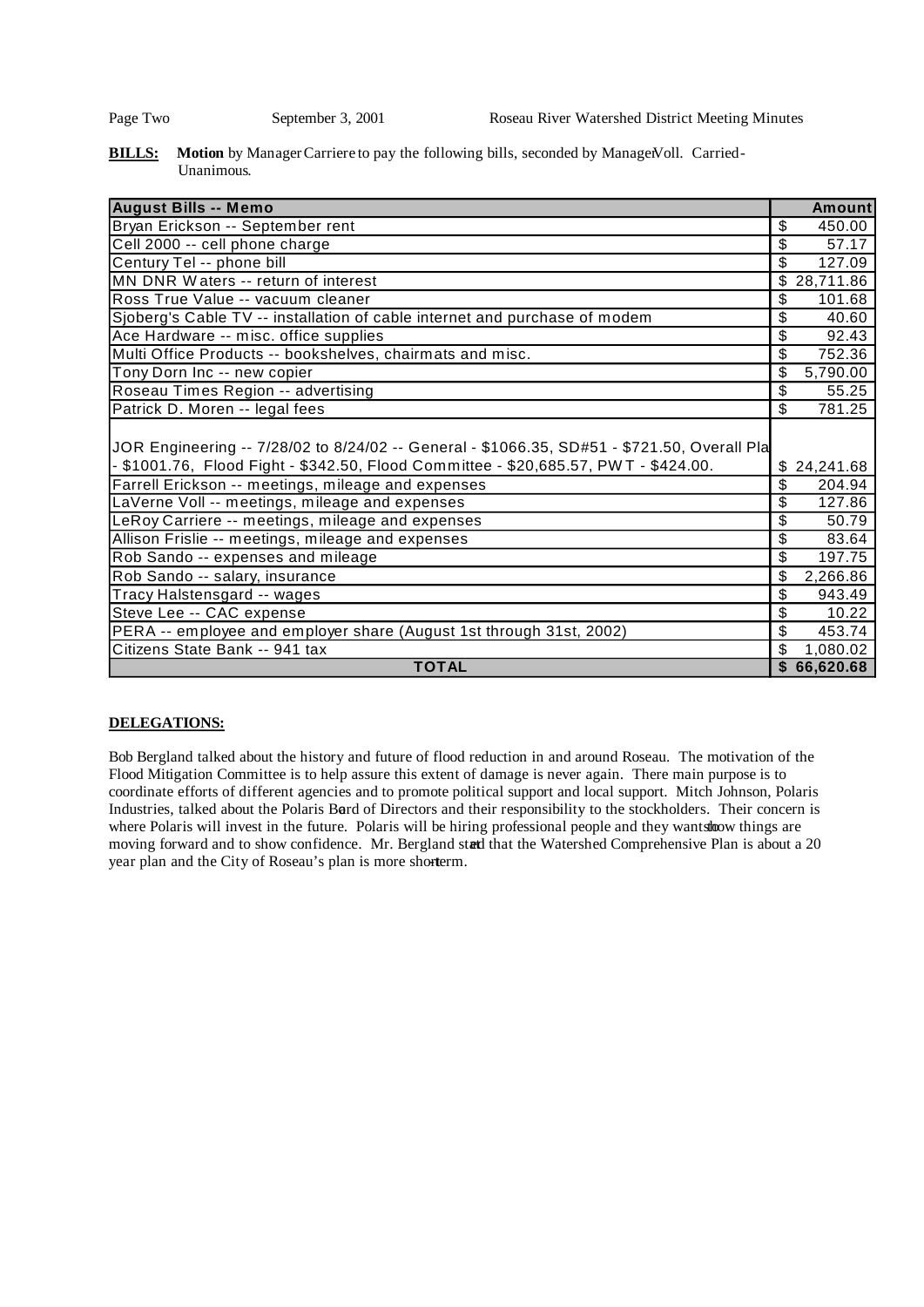**BILLS:** **Motion** by Manager Carriere to pay the following bills, seconded by Manager Voll. Carried-Unanimous.

| August Bills -- Memo | Amount |
|---|---|
| Bryan Erickson -- September rent | $ 450.00 |
| Cell 2000 -- cell phone charge | $ 57.17 |
| Century Tel -- phone bill | $ 127.09 |
| MN DNR Waters -- return of interest | $ 28,711.86 |
| Ross True Value -- vacuum cleaner | $ 101.68 |
| Sjoberg's Cable TV -- installation of cable internet and purchase of modem | $ 40.60 |
| Ace Hardware -- misc. office supplies | $ 92.43 |
| Multi Office Products -- bookshelves, chairmats and misc. | $ 752.36 |
| Tony Dorn Inc -- new copier | $ 5,790.00 |
| Roseau Times Region -- advertising | $ 55.25 |
| Patrick D. Moren -- legal fees | $ 781.25 |
| JOR Engineering -- 7/28/02 to 8/24/02 -- General - $1066.35, SD#51 - $721.50, Overall Pla - $1001.76, Flood Fight - $342.50, Flood Committee - $20,685.57, PWT - $424.00. | $ 24,241.68 |
| Farrell Erickson -- meetings, mileage and expenses | $ 204.94 |
| LaVerne Voll -- meetings, mileage and expenses | $ 127.86 |
| LeRoy Carriere -- meetings, mileage and expenses | $ 50.79 |
| Allison Frislie -- meetings, mileage and expenses | $ 83.64 |
| Rob Sando -- expenses and mileage | $ 197.75 |
| Rob Sando -- salary, insurance | $ 2,266.86 |
| Tracy Halstensgard -- wages | $ 943.49 |
| Steve Lee -- CAC expense | $ 10.22 |
| PERA -- employee and employer share (August 1st through 31st, 2002) | $ 453.74 |
| Citizens State Bank -- 941 tax | $ 1,080.02 |
| **TOTAL** | **$ 66,620.68** |

**DELEGATIONS:**

Bob Bergland talked about the history and future of flood reduction in and around Roseau. The motivation of the Flood Mitigation Committee is to help assure this extent of damage is never again. There main purpose is to coordinate efforts of different agencies and to promote political support and local support. Mitch Johnson, Polaris Industries, talked about the Polaris Board of Directors and their responsibility to the stockholders. Their concern is where Polaris will invest in the future. Polaris will be hiring professional people and they want to show things are moving forward and to show confidence. Mr. Bergland stated that the Watershed Comprehensive Plan is about a 20 year plan and the City of Roseau's plan is more short-term.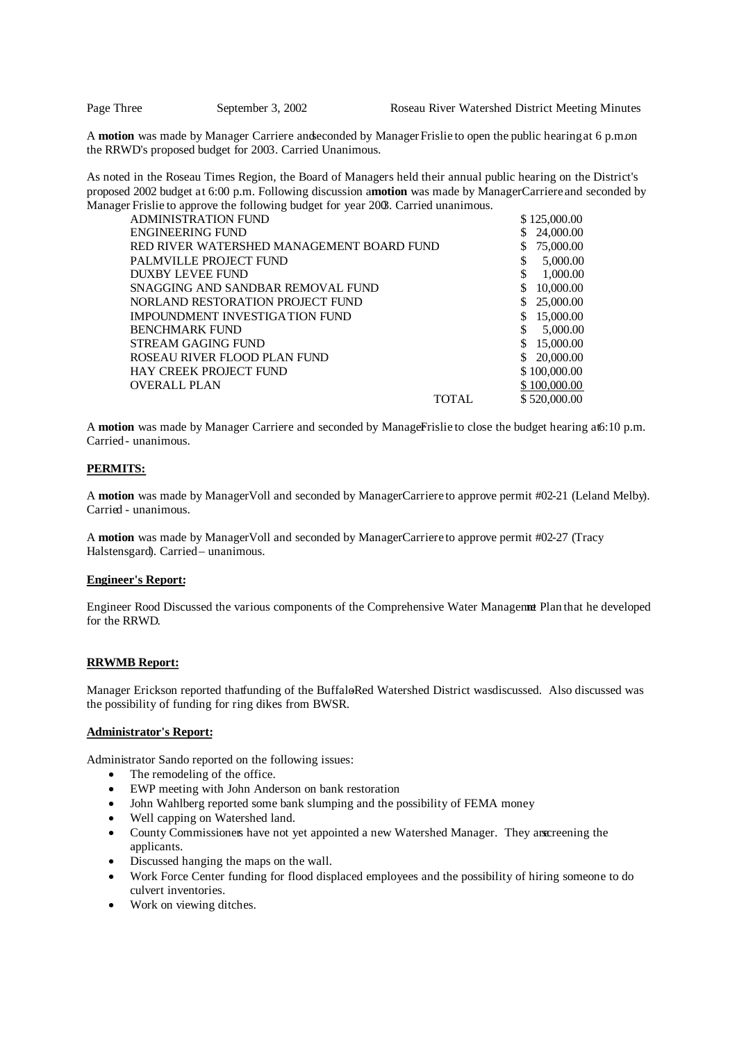A **motion** was made by Manager Carriere and seconded by Manager Frislie to open the public hearing at 6 p.m. on the RRWD's proposed budget for 2003. Carried Unanimous.

As noted in the Roseau Times Region, the Board of Managers held their annual public hearing on the District's proposed 2002 budget at 6:00 p.m. Following discussion a **motion** was made by Manager Carriere and seconded by Manager Frislie to approve the following budget for year 2003. Carried unanimous.

| | |
|---|---|
| ADMINISTRATION FUND | $ 125,000.00 |
| ENGINEERING FUND | $ 24,000.00 |
| RED RIVER WATERSHED MANAGEMENT BOARD FUND | $ 75,000.00 |
| PALMVILLE PROJECT FUND | $ 5,000.00 |
| DUXBY LEVEE FUND | $ 1,000.00 |
| SNAGGING AND SANDBAR REMOVAL FUND | $ 10,000.00 |
| NORLAND RESTORATION PROJECT FUND | $ 25,000.00 |
| IMPOUNDMENT INVESTIGATION FUND | $ 15,000.00 |
| BENCHMARK FUND | $ 5,000.00 |
| STREAM GAGING FUND | $ 15,000.00 |
| ROSEAU RIVER FLOOD PLAN FUND | $ 20,000.00 |
| HAY CREEK PROJECT FUND | $ 100,000.00 |
| OVERALL PLAN | $ 100,000.00 |
| TOTAL | $ 520,000.00 |

A **motion** was made by Manager Carriere and seconded by Manager Frislie to close the budget hearing at 6:10 p.m. Carried - unanimous.

**PERMITS:**

A **motion** was made by Manager Voll and seconded by Manager Carriere to approve permit #02-21 (Leland Melby). Carried - unanimous.

A **motion** was made by Manager Voll and seconded by Manager Carriere to approve permit #02-27 (Tracy Halstensgard). Carried – unanimous.

**Engineer's Report:**

Engineer Rood Discussed the various components of the Comprehensive Water Management Plan that he developed for the RRWD.

**RRWMB Report:**

Manager Erickson reported that funding of the Buffalo-Red Watershed District was discussed. Also discussed was the possibility of funding for ring dikes from BWSR.

**Administrator's Report:**

Administrator Sando reported on the following issues:

- The remodeling of the office.
- EWP meeting with John Anderson on bank restoration
- John Wahlberg reported some bank slumping and the possibility of FEMA money
- Well capping on Watershed land.
- County Commissioners have not yet appointed a new Watershed Manager. They are screening the applicants.
- Discussed hanging the maps on the wall.
- Work Force Center funding for flood displaced employees and the possibility of hiring someone to do culvert inventories.
- Work on viewing ditches.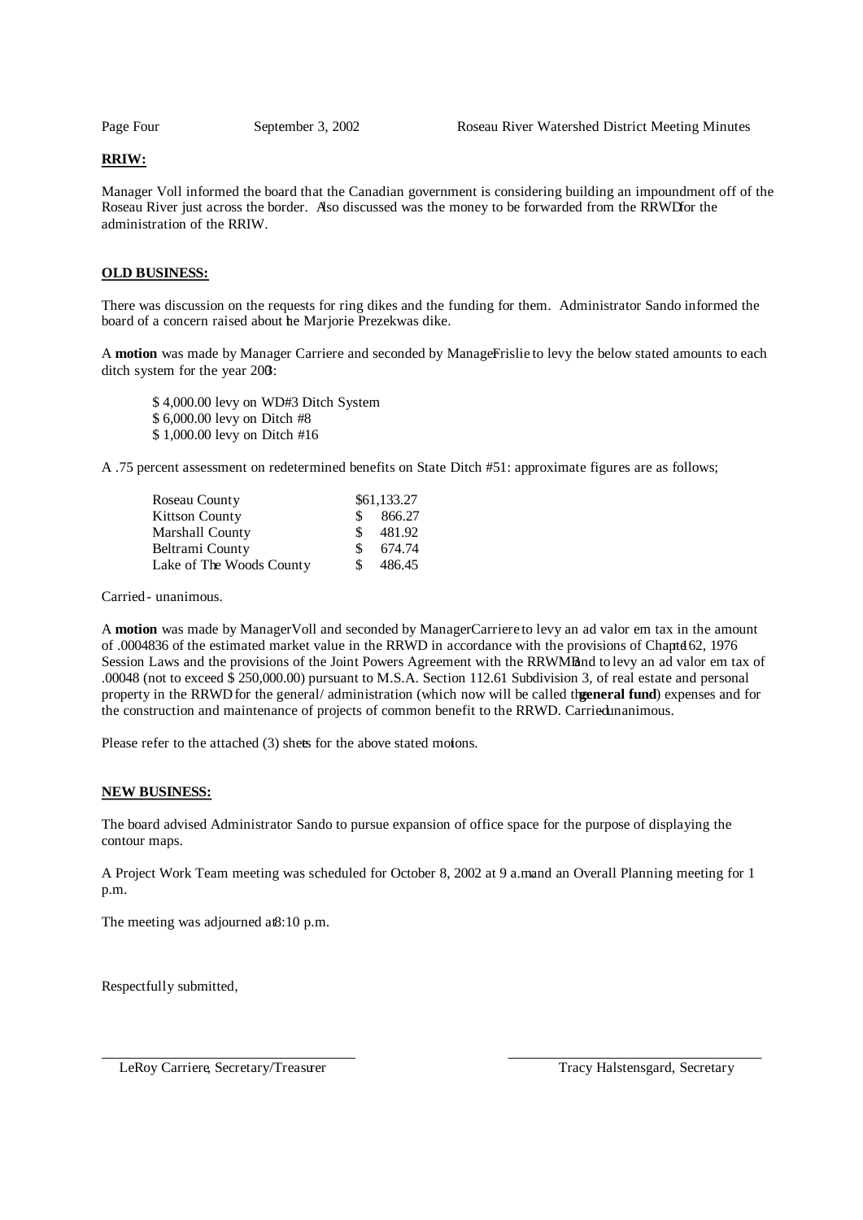**RRIW:**

Manager Voll informed the board that the Canadian government is considering building an impoundment off of the Roseau River just across the border. Also discussed was the money to be forwarded from the RRWD for the administration of the RRIW.

**OLD BUSINESS:**

There was discussion on the requests for ring dikes and the funding for them. Administrator Sando informed the board of a concern raised about the Marjorie Prezekwas dike.

A **motion** was made by Manager Carriere and seconded by Manager Frislie to levy the below stated amounts to each ditch system for the year 2003:

$ 4,000.00 levy on WD#3 Ditch System
$ 6,000.00 levy on Ditch #8
$ 1,000.00 levy on Ditch #16

A .75 percent assessment on redetermined benefits on State Ditch #51: approximate figures are as follows;

| | |
|---|---|
| Roseau County | $61,133.27 |
| Kittson County | $ 866.27 |
| Marshall County | $ 481.92 |
| Beltrami County | $ 674.74 |
| Lake of The Woods County | $ 486.45 |

Carried - unanimous.

A **motion** was made by Manager Voll and seconded by Manager Carriere to levy an ad valor em tax in the amount of .0004836 of the estimated market value in the RRWD in accordance with the provisions of Chapter 162, 1976 Session Laws and the provisions of the Joint Powers Agreement with the RRWMB and to levy an ad valor em tax of .00048 (not to exceed $ 250,000.00) pursuant to M.S.A. Section 112.61 Subdivision 3, of real estate and personal property in the RRWD for the general/ administration (which now will be called the **general fund**) expenses and for the construction and maintenance of projects of common benefit to the RRWD. Carried unanimous.

Please refer to the attached (3) sheets for the above stated motions.

**NEW BUSINESS:**

The board advised Administrator Sando to pursue expansion of office space for the purpose of displaying the contour maps.

A Project Work Team meeting was scheduled for October 8, 2002 at 9 a.m. and an Overall Planning meeting for 1 p.m.

The meeting was adjourned at 8:10 p.m.

Respectfully submitted,

\_\_\_\_\_\_\_\_\_\_\_\_\_\_\_\_\_\_\_\_\_\_\_\_\_\_\_\_\_\_\_\_\_\_
LeRoy Carriere, Secretary/Treasurer

\_\_\_\_\_\_\_\_\_\_\_\_\_\_\_\_\_\_\_\_\_\_\_\_\_\_\_\_\_\_\_\_\_\_
Tracy Halstensgard, Secretary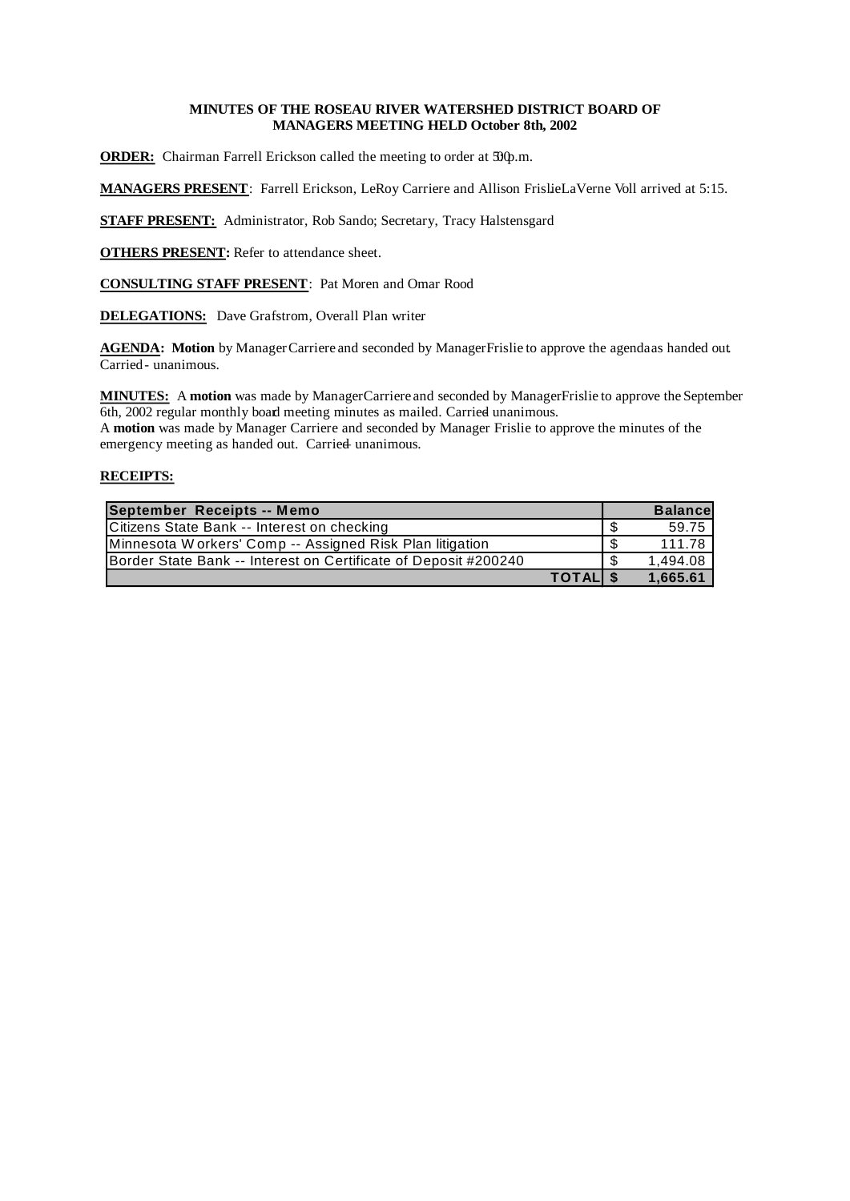**MINUTES OF THE ROSEAU RIVER WATERSHED DISTRICT BOARD OF MANAGERS MEETING HELD October 8th, 2002**

**ORDER:** Chairman Farrell Erickson called the meeting to order at 5:00 p.m.

**MANAGERS PRESENT**: Farrell Erickson, LeRoy Carriere and Allison Frislie. LaVerne Voll arrived at 5:15.

**STAFF PRESENT:** Administrator, Rob Sando; Secretary, Tracy Halstensgard

**OTHERS PRESENT:** Refer to attendance sheet.

**CONSULTING STAFF PRESENT**: Pat Moren and Omar Rood

**DELEGATIONS:** Dave Grafstrom, Overall Plan writer

**AGENDA: Motion** by Manager Carriere and seconded by Manager Frislie to approve the agenda as handed out. Carried - unanimous.

**MINUTES:** A **motion** was made by Manager Carriere and seconded by Manager Frislie to approve the September 6th, 2002 regular monthly board meeting minutes as mailed. Carried - unanimous.
A **motion** was made by Manager Carriere and seconded by Manager Frislie to approve the minutes of the emergency meeting as handed out. Carried - unanimous.

**RECEIPTS:**

| September Receipts -- Memo | | Balance |
|---|---|---|
| Citizens State Bank -- Interest on checking | $ | 59.75 |
| Minnesota Workers' Comp -- Assigned Risk Plan litigation | $ | 111.78 |
| Border State Bank -- Interest on Certificate of Deposit #200240 | $ | 1,494.08 |
| **TOTAL** | **$** | **1,665.61** |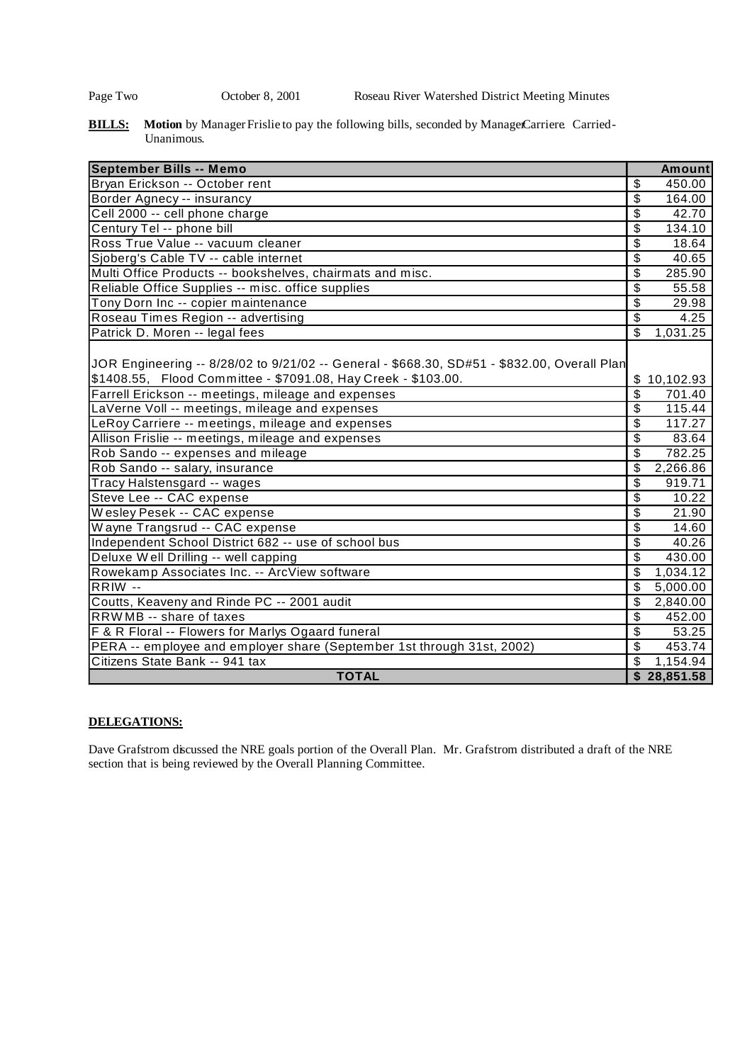**BILLS:** **Motion** by Manager Frislie to pay the following bills, seconded by Manager Carriere. Carried-Unanimous.

| September Bills -- Memo | Amount |
|---|---|
| Bryan Erickson -- October rent | $ 450.00 |
| Border Agnecy -- insurancy | $ 164.00 |
| Cell 2000 -- cell phone charge | $ 42.70 |
| Century Tel -- phone bill | $ 134.10 |
| Ross True Value -- vacuum cleaner | $ 18.64 |
| Sjoberg's Cable TV -- cable internet | $ 40.65 |
| Multi Office Products -- bookshelves, chairmats and misc. | $ 285.90 |
| Reliable Office Supplies -- misc. office supplies | $ 55.58 |
| Tony Dorn Inc -- copier maintenance | $ 29.98 |
| Roseau Times Region -- advertising | $ 4.25 |
| Patrick D. Moren -- legal fees | $ 1,031.25 |
| JOR Engineering -- 8/28/02 to 9/21/02 -- General - $668.30, SD#51 - $832.00, Overall Plan $1408.55, Flood Committee - $7091.08, Hay Creek - $103.00. | $ 10,102.93 |
| Farrell Erickson -- meetings, mileage and expenses | $ 701.40 |
| LaVerne Voll -- meetings, mileage and expenses | $ 115.44 |
| LeRoy Carriere -- meetings, mileage and expenses | $ 117.27 |
| Allison Frislie -- meetings, mileage and expenses | $ 83.64 |
| Rob Sando -- expenses and mileage | $ 782.25 |
| Rob Sando -- salary, insurance | $ 2,266.86 |
| Tracy Halstensgard -- wages | $ 919.71 |
| Steve Lee -- CAC expense | $ 10.22 |
| Wesley Pesek -- CAC expense | $ 21.90 |
| Wayne Trangsrud -- CAC expense | $ 14.60 |
| Independent School District 682 -- use of school bus | $ 40.26 |
| Deluxe Well Drilling -- well capping | $ 430.00 |
| Rowekamp Associates Inc. -- ArcView software | $ 1,034.12 |
| RRIW -- | $ 5,000.00 |
| Coutts, Keaveny and Rinde PC -- 2001 audit | $ 2,840.00 |
| RRWMB -- share of taxes | $ 452.00 |
| F & R Floral -- Flowers for Marlys Ogaard funeral | $ 53.25 |
| PERA -- employee and employer share (September 1st through 31st, 2002) | $ 453.74 |
| Citizens State Bank -- 941 tax | $ 1,154.94 |
| **TOTAL** | **$ 28,851.58** |

**DELEGATIONS:**

Dave Grafstrom discussed the NRE goals portion of the Overall Plan. Mr. Grafstrom distributed a draft of the NRE section that is being reviewed by the Overall Planning Committee.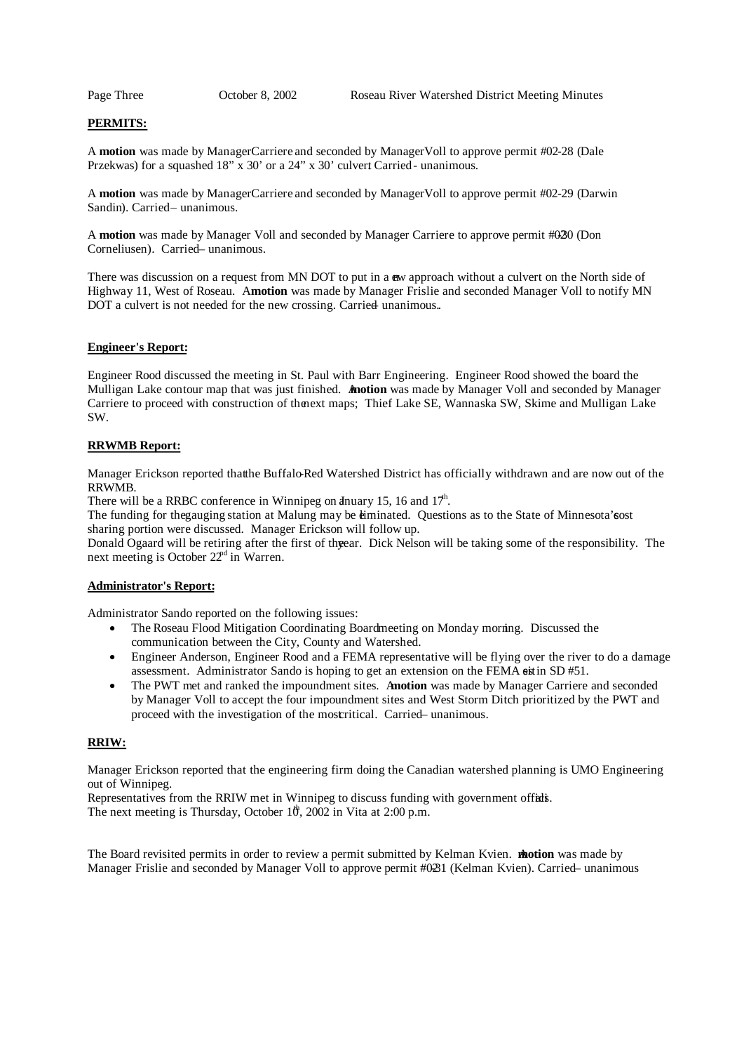**PERMITS:**

A **motion** was made by Manager Carriere and seconded by Manager Voll to approve permit #02-28 (Dale Przekwas) for a squashed 18" x 30' or a 24" x 30' culvert. Carried - unanimous.

A **motion** was made by Manager Carriere and seconded by Manager Voll to approve permit #02-29 (Darwin Sandin). Carried – unanimous.

A **motion** was made by Manager Voll and seconded by Manager Carriere to approve permit #02-30 (Don Corneliusen). Carried – unanimous.

There was discussion on a request from MN DOT to put in a new approach without a culvert on the North side of Highway 11, West of Roseau. A **motion** was made by Manager Frislie and seconded Manager Voll to notify MN DOT a culvert is not needed for the new crossing. Carried – unanimous.

**Engineer's Report:**

Engineer Rood discussed the meeting in St. Paul with Barr Engineering. Engineer Rood showed the board the Mulligan Lake contour map that was just finished. A **motion** was made by Manager Voll and seconded by Manager Carriere to proceed with construction of the next maps; Thief Lake SE, Wannaska SW, Skime and Mulligan Lake SW.

**RRWMB Report:**

Manager Erickson reported that the Buffalo-Red Watershed District has officially withdrawn and are now out of the RRWMB.

There will be a RRBC conference in Winnipeg on January 15, 16 and 17th.

The funding for the gauging station at Malung may be eliminated. Questions as to the State of Minnesota's cost sharing portion were discussed. Manager Erickson will follow up.

Donald Ogaard will be retiring after the first of the year. Dick Nelson will be taking some of the responsibility. The next meeting is October 22nd in Warren.

**Administrator's Report:**

Administrator Sando reported on the following issues:

- The Roseau Flood Mitigation Coordinating Board meeting on Monday morning. Discussed the communication between the City, County and Watershed.
- Engineer Anderson, Engineer Rood and a FEMA representative will be flying over the river to do a damage assessment. Administrator Sando is hoping to get an extension on the FEMA site in SD #51.
- The PWT met and ranked the impoundment sites. A **motion** was made by Manager Carriere and seconded by Manager Voll to accept the four impoundment sites and West Storm Ditch prioritized by the PWT and proceed with the investigation of the most critical. Carried – unanimous.

**RRIW:**

Manager Erickson reported that the engineering firm doing the Canadian watershed planning is UMO Engineering out of Winnipeg.

Representatives from the RRIW met in Winnipeg to discuss funding with government officials.

The next meeting is Thursday, October 10th, 2002 in Vita at 2:00 p.m.

The Board revisited permits in order to review a permit submitted by Kelman Kvien. A **motion** was made by Manager Frislie and seconded by Manager Voll to approve permit #02-31 (Kelman Kvien). Carried – unanimous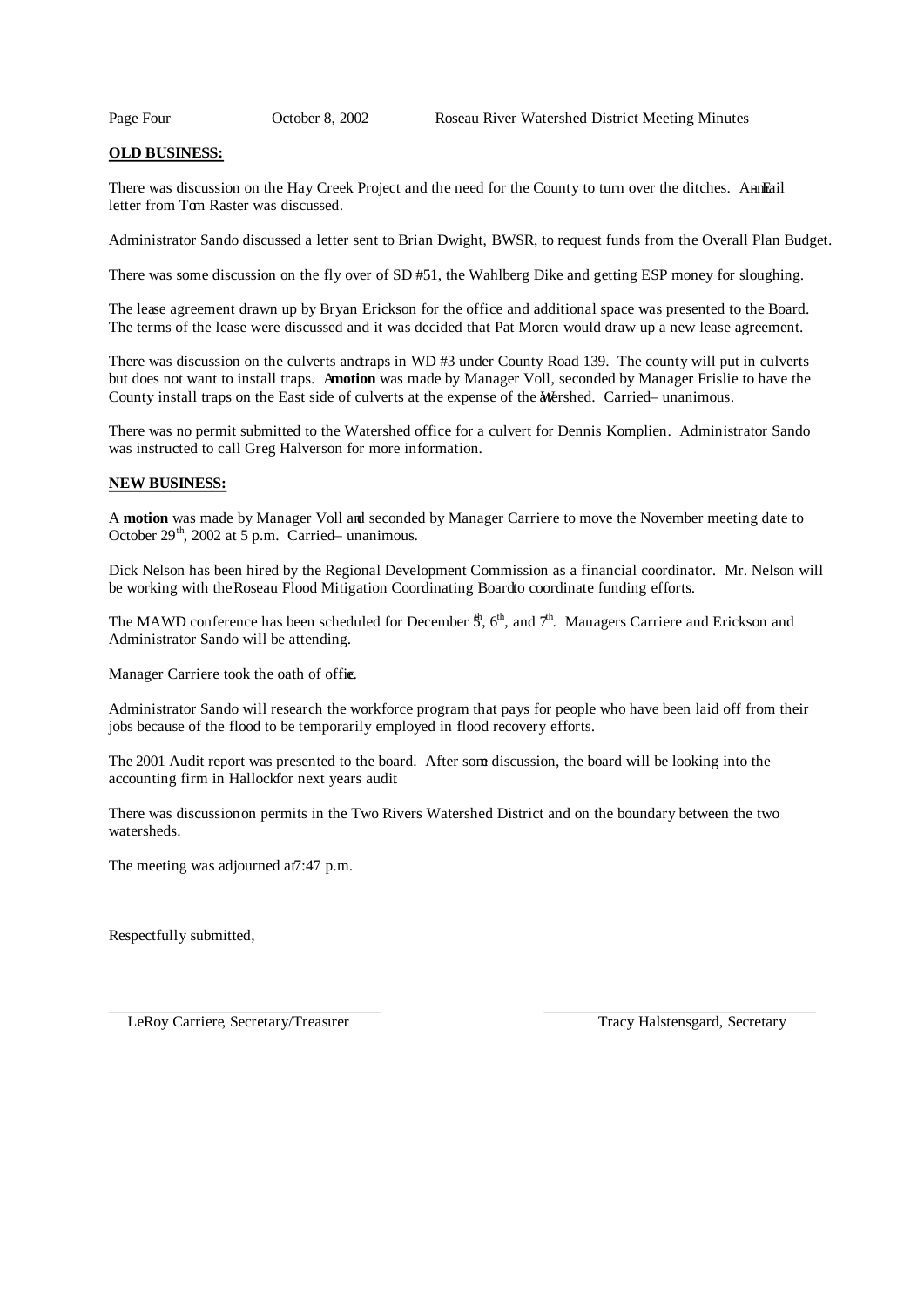**OLD BUSINESS:**

There was discussion on the Hay Creek Project and the need for the County to turn over the ditches. An E-mail letter from Tom Raster was discussed.

Administrator Sando discussed a letter sent to Brian Dwight, BWSR, to request funds from the Overall Plan Budget.

There was some discussion on the fly over of SD #51, the Wahlberg Dike and getting ESP money for sloughing.

The lease agreement drawn up by Bryan Erickson for the office and additional space was presented to the Board. The terms of the lease were discussed and it was decided that Pat Moren would draw up a new lease agreement.

There was discussion on the culverts and traps in WD #3 under County Road 139. The county will put in culverts but does not want to install traps. A **motion** was made by Manager Voll, seconded by Manager Frislie to have the County install traps on the East side of culverts at the expense of the Watershed. Carried – unanimous.

There was no permit submitted to the Watershed office for a culvert for Dennis Komplien. Administrator Sando was instructed to call Greg Halverson for more information.

**NEW BUSINESS:**

A **motion** was made by Manager Voll and seconded by Manager Carriere to move the November meeting date to October 29th, 2002 at 5 p.m. Carried – unanimous.

Dick Nelson has been hired by the Regional Development Commission as a financial coordinator. Mr. Nelson will be working with the Roseau Flood Mitigation Coordinating Board to coordinate funding efforts.

The MAWD conference has been scheduled for December 5th, 6th, and 7th. Managers Carriere and Erickson and Administrator Sando will be attending.

Manager Carriere took the oath of office.

Administrator Sando will research the workforce program that pays for people who have been laid off from their jobs because of the flood to be temporarily employed in flood recovery efforts.

The 2001 Audit report was presented to the board. After some discussion, the board will be looking into the accounting firm in Hallock for next years audit.

There was discussion on permits in the Two Rivers Watershed District and on the boundary between the two watersheds.

The meeting was adjourned at 7:47 p.m.

Respectfully submitted,

\_\_\_\_\_\_\_\_\_\_\_\_\_\_\_\_\_\_\_\_\_\_\_\_\_\_\_\_\_\_\_\_ \_\_\_\_\_\_\_\_\_\_\_\_\_\_\_\_\_\_\_\_\_\_\_\_\_\_\_\_\_\_\_\_

LeRoy Carriere, Secretary/Treasurer Tracy Halstensgard, Secretary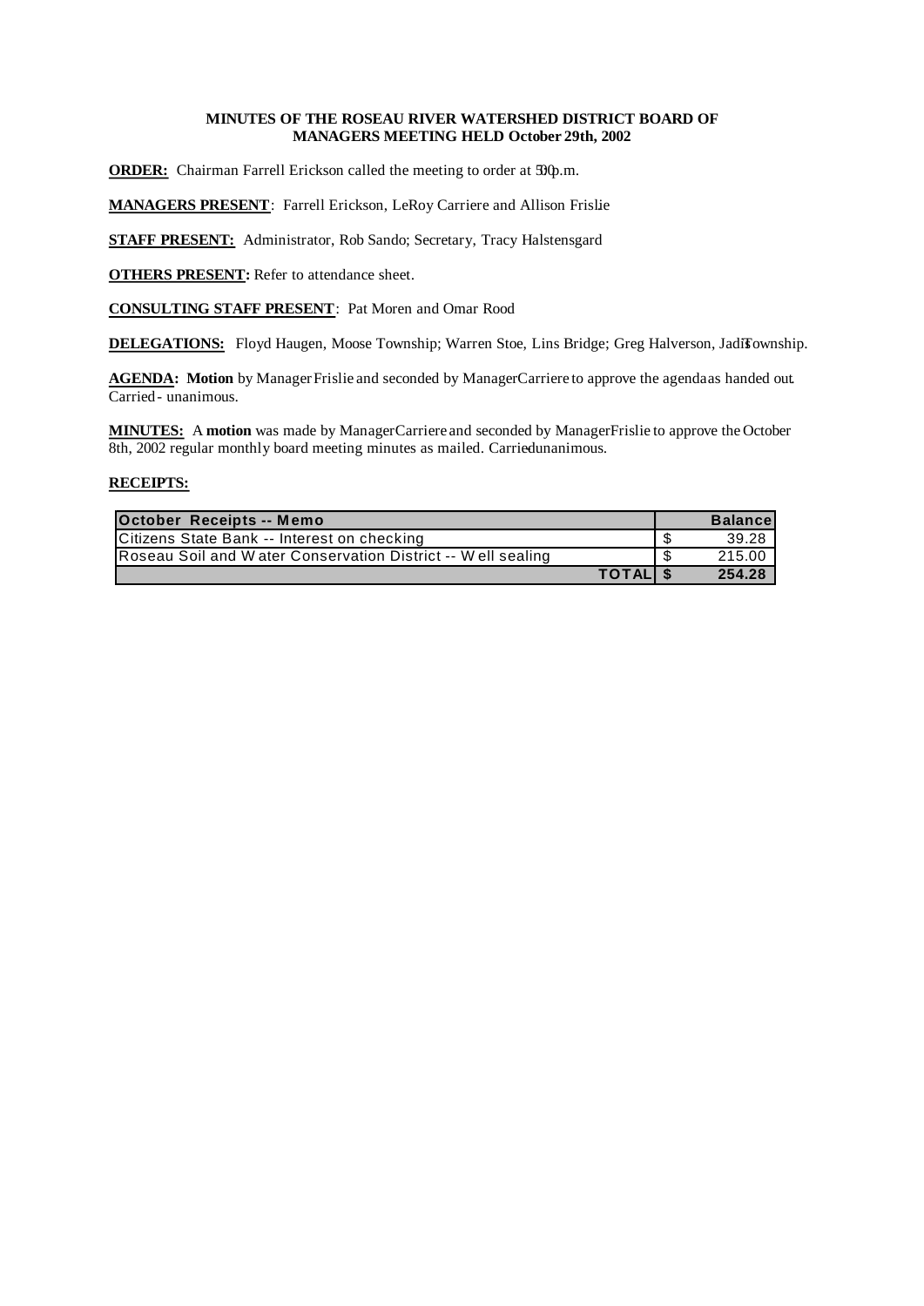**MINUTES OF THE ROSEAU RIVER WATERSHED DISTRICT BOARD OF MANAGERS MEETING HELD October 29th, 2002**

**ORDER:** Chairman Farrell Erickson called the meeting to order at 5:00 p.m.

**MANAGERS PRESENT**: Farrell Erickson, LeRoy Carriere and Allison Frislie

**STAFF PRESENT:** Administrator, Rob Sando; Secretary, Tracy Halstensgard

**OTHERS PRESENT:** Refer to attendance sheet.

**CONSULTING STAFF PRESENT**: Pat Moren and Omar Rood

**DELEGATIONS:** Floyd Haugen, Moose Township; Warren Stoe, Lins Bridge; Greg Halverson, Jadis Township.

**AGENDA: Motion** by Manager Frislie and seconded by Manager Carriere to approve the agenda as handed out. Carried - unanimous.

**MINUTES:** A **motion** was made by Manager Carriere and seconded by Manager Frislie to approve the October 8th, 2002 regular monthly board meeting minutes as mailed. Carried unanimous.

**RECEIPTS:**

| October Receipts -- Memo | | Balance |
|---|---|---|
| Citizens State Bank -- Interest on checking | $ | 39.28 |
| Roseau Soil and Water Conservation District -- Well sealing | $ | 215.00 |
| **TOTAL** | **$** | **254.28** |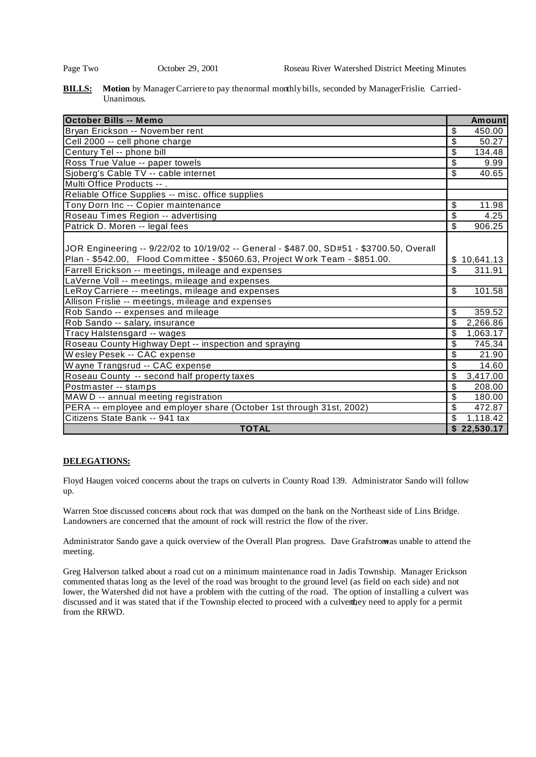**BILLS:** **Motion** by Manager Carriere to pay the normal monthly bills, seconded by Manager Frislie. Carried-Unanimous.

| October Bills -- Memo | Amount |
|---|---|
| Bryan Erickson -- November rent | $ 450.00 |
| Cell 2000 -- cell phone charge | $ 50.27 |
| Century Tel -- phone bill | $ 134.48 |
| Ross True Value -- paper towels | $ 9.99 |
| Sjoberg's Cable TV -- cable internet | $ 40.65 |
| Multi Office Products -- . | |
| Reliable Office Supplies -- misc. office supplies | |
| Tony Dorn Inc -- Copier maintenance | $ 11.98 |
| Roseau Times Region -- advertising | $ 4.25 |
| Patrick D. Moren -- legal fees | $ 906.25 |
| JOR Engineering -- 9/22/02 to 10/19/02 -- General - $487.00, SD#51 - $3700.50, Overall Plan - $542.00, Flood Committee - $5060.63, Project Work Team - $851.00. | $ 10,641.13 |
| Farrell Erickson -- meetings, mileage and expenses | $ 311.91 |
| LaVerne Voll -- meetings, mileage and expenses | |
| LeRoy Carriere -- meetings, mileage and expenses | $ 101.58 |
| Allison Frislie -- meetings, mileage and expenses | |
| Rob Sando -- expenses and mileage | $ 359.52 |
| Rob Sando -- salary, insurance | $ 2,266.86 |
| Tracy Halstensgard -- wages | $ 1,063.17 |
| Roseau County Highway Dept -- inspection and spraying | $ 745.34 |
| Wesley Pesek -- CAC expense | $ 21.90 |
| Wayne Trangsrud -- CAC expense | $ 14.60 |
| Roseau County -- second half property taxes | $ 3,417.00 |
| Postmaster -- stamps | $ 208.00 |
| MAWD -- annual meeting registration | $ 180.00 |
| PERA -- employee and employer share (October 1st through 31st, 2002) | $ 472.87 |
| Citizens State Bank -- 941 tax | $ 1,118.42 |
| **TOTAL** | **$ 22,530.17** |

**DELEGATIONS:**

Floyd Haugen voiced concerns about the traps on culverts in County Road 139. Administrator Sando will follow up.

Warren Stoe discussed concerns about rock that was dumped on the bank on the Northeast side of Lins Bridge. Landowners are concerned that the amount of rock will restrict the flow of the river.

Administrator Sando gave a quick overview of the Overall Plan progress. Dave Grafstrom was unable to attend the meeting.

Greg Halverson talked about a road cut on a minimum maintenance road in Jadis Township. Manager Erickson commented that as long as the level of the road was brought to the ground level (as field on each side) and not lower, the Watershed did not have a problem with the cutting of the road. The option of installing a culvert was discussed and it was stated that if the Township elected to proceed with a culvert they need to apply for a permit from the RRWD.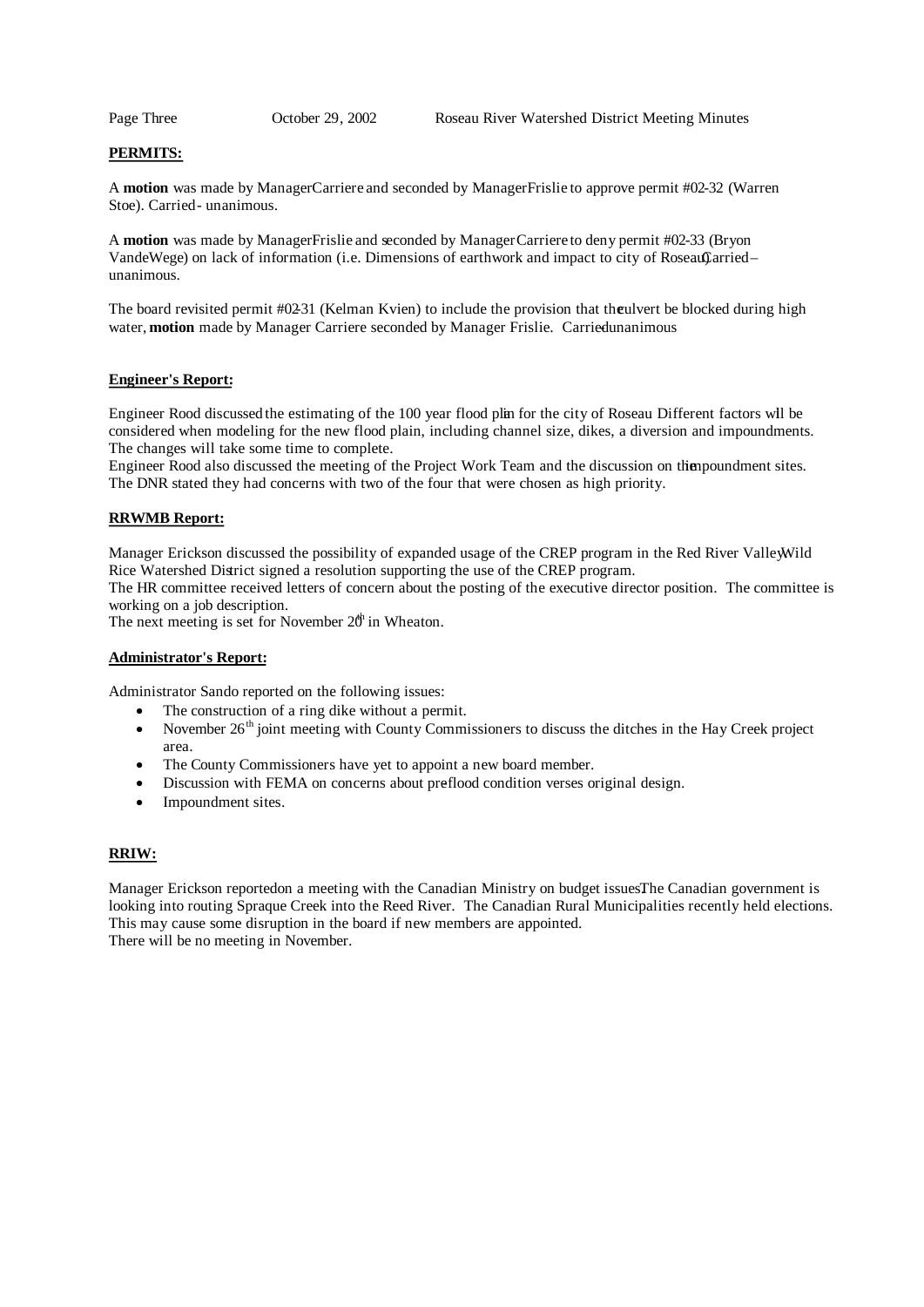**PERMITS:**

A **motion** was made by Manager Carriere and seconded by Manager Frislie to approve permit #02-32 (Warren Stoe). Carried - unanimous.

A **motion** was made by Manager Frislie and seconded by Manager Carriere to deny permit #02-33 (Bryon VandeWege) on lack of information (i.e. Dimensions of earthwork and impact to city of Roseau). Carried – unanimous.

The board revisited permit #02-31 (Kelman Kvien) to include the provision that the culvert be blocked during high water, **motion** made by Manager Carriere seconded by Manager Frislie. Carried-unanimous

**Engineer's Report:**

Engineer Rood discussed the estimating of the 100 year flood plain for the city of Roseau. Different factors will be considered when modeling for the new flood plain, including channel size, dikes, a diversion and impoundments. The changes will take some time to complete.
Engineer Rood also discussed the meeting of the Project Work Team and the discussion on the impoundment sites. The DNR stated they had concerns with two of the four that were chosen as high priority.

**RRWMB Report:**

Manager Erickson discussed the possibility of expanded usage of the CREP program in the Red River Valley. Wild Rice Watershed District signed a resolution supporting the use of the CREP program.
The HR committee received letters of concern about the posting of the executive director position. The committee is working on a job description.
The next meeting is set for November 20th in Wheaton.

**Administrator's Report:**

Administrator Sando reported on the following issues:

- The construction of a ring dike without a permit.
- November 26th joint meeting with County Commissioners to discuss the ditches in the Hay Creek project area.
- The County Commissioners have yet to appoint a new board member.
- Discussion with FEMA on concerns about pre-flood condition verses original design.
- Impoundment sites.

**RRIW:**

Manager Erickson reported on a meeting with the Canadian Ministry on budget issues. The Canadian government is looking into routing Spraque Creek into the Reed River. The Canadian Rural Municipalities recently held elections. This may cause some disruption in the board if new members are appointed.
There will be no meeting in November.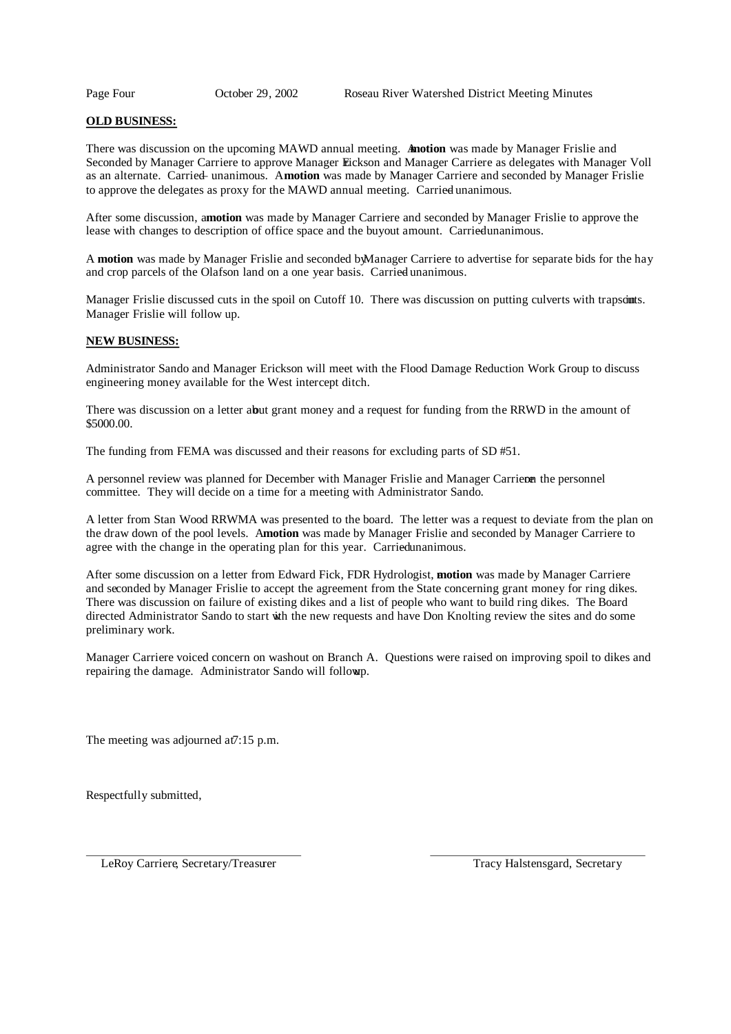**OLD BUSINESS:**

There was discussion on the upcoming MAWD annual meeting. A **motion** was made by Manager Frislie and Seconded by Manager Carriere to approve Manager Erickson and Manager Carriere as delegates with Manager Voll as an alternate. Carried – unanimous. A **motion** was made by Manager Carriere and seconded by Manager Frislie to approve the delegates as proxy for the MAWD annual meeting. Carried – unanimous.

After some discussion, a **motion** was made by Manager Carriere and seconded by Manager Frislie to approve the lease with changes to description of office space and the buyout amount. Carried – unanimous.

A **motion** was made by Manager Frislie and seconded by Manager Carriere to advertise for separate bids for the hay and crop parcels of the Olafson land on a one year basis. Carried – unanimous.

Manager Frislie discussed cuts in the spoil on Cutoff 10. There was discussion on putting culverts with traps on cuts. Manager Frislie will follow up.

**NEW BUSINESS:**

Administrator Sando and Manager Erickson will meet with the Flood Damage Reduction Work Group to discuss engineering money available for the West intercept ditch.

There was discussion on a letter about grant money and a request for funding from the RRWD in the amount of $5000.00.

The funding from FEMA was discussed and their reasons for excluding parts of SD #51.

A personnel review was planned for December with Manager Frislie and Manager Carriere on the personnel committee. They will decide on a time for a meeting with Administrator Sando.

A letter from Stan Wood RRWMA was presented to the board. The letter was a request to deviate from the plan on the draw down of the pool levels. A **motion** was made by Manager Frislie and seconded by Manager Carriere to agree with the change in the operating plan for this year. Carried – unanimous.

After some discussion on a letter from Edward Fick, FDR Hydrologist, a **motion** was made by Manager Carriere and seconded by Manager Frislie to accept the agreement from the State concerning grant money for ring dikes. There was discussion on failure of existing dikes and a list of people who want to build ring dikes. The Board directed Administrator Sando to start with the new requests and have Don Knolting review the sites and do some preliminary work.

Manager Carriere voiced concern on washout on Branch A. Questions were raised on improving spoil to dikes and repairing the damage. Administrator Sando will follow up.

The meeting was adjourned at 7:15 p.m.

Respectfully submitted,

\_\_\_\_\_\_\_\_\_\_\_\_\_\_\_\_\_\_\_\_\_\_\_\_\_\_\_\_\_\_\_\_\_\_\_\_
LeRoy Carriere, Secretary/Treasurer

\_\_\_\_\_\_\_\_\_\_\_\_\_\_\_\_\_\_\_\_\_\_\_\_\_\_\_\_\_\_\_\_\_\_\_\_
Tracy Halstensgard, Secretary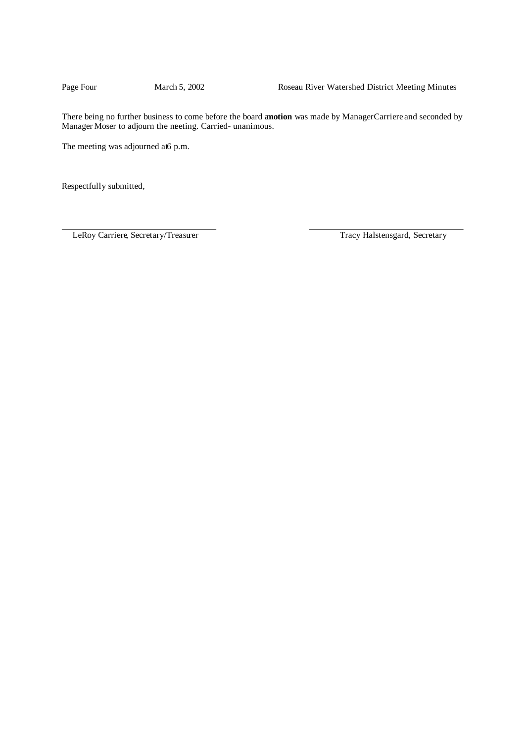There being no further business to come before the board a **motion** was made by Manager Carriere and seconded by Manager Moser to adjourn the meeting. Carried- unanimous.

The meeting was adjourned at 6 p.m.

Respectfully submitted,

\_\_\_\_\_\_\_\_\_\_\_\_\_\_\_\_\_\_\_\_\_\_\_\_\_\_\_\_\_\_\_\_\_\_\_\_ LeRoy Carriere, Secretary/Treasurer

\_\_\_\_\_\_\_\_\_\_\_\_\_\_\_\_\_\_\_\_\_\_\_\_\_\_\_\_\_\_\_\_\_\_\_\_ Tracy Halstensgard, Secretary